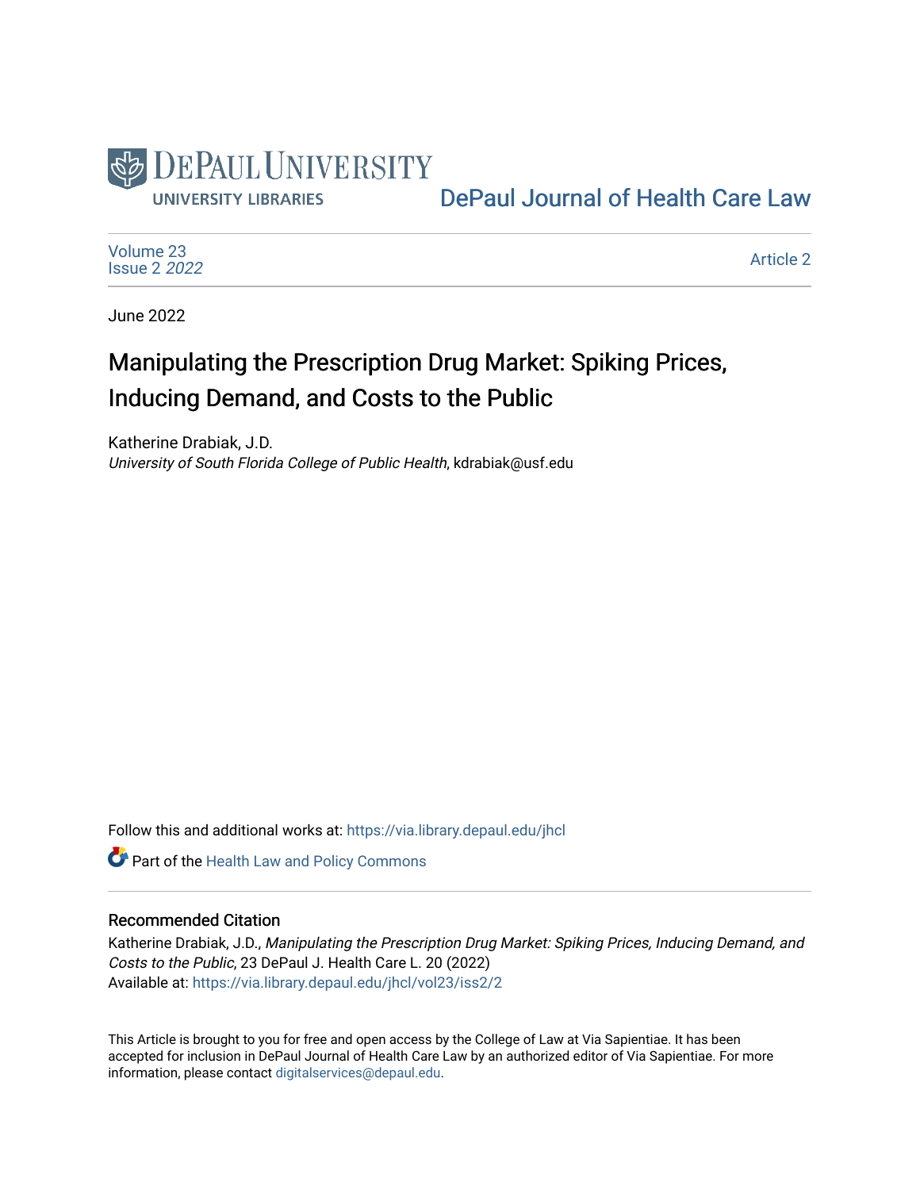DePaul University
UNIVERSITY LIBRARIES

DePaul Journal of Health Care Law

Volume 23
Issue 2 *2022*

Article 2

June 2022

# Manipulating the Prescription Drug Market: Spiking Prices, Inducing Demand, and Costs to the Public

Katherine Drabiak, J.D.
*University of South Florida College of Public Health*, kdrabiak@usf.edu

Follow this and additional works at: https://via.library.depaul.edu/jhcl

Part of the Health Law and Policy Commons

## Recommended Citation

Katherine Drabiak, J.D., *Manipulating the Prescription Drug Market: Spiking Prices, Inducing Demand, and Costs to the Public*, 23 DePaul J. Health Care L. 20 (2022)
Available at: https://via.library.depaul.edu/jhcl/vol23/iss2/2

This Article is brought to you for free and open access by the College of Law at Via Sapientiae. It has been accepted for inclusion in DePaul Journal of Health Care Law by an authorized editor of Via Sapientiae. For more information, please contact digitalservices@depaul.edu.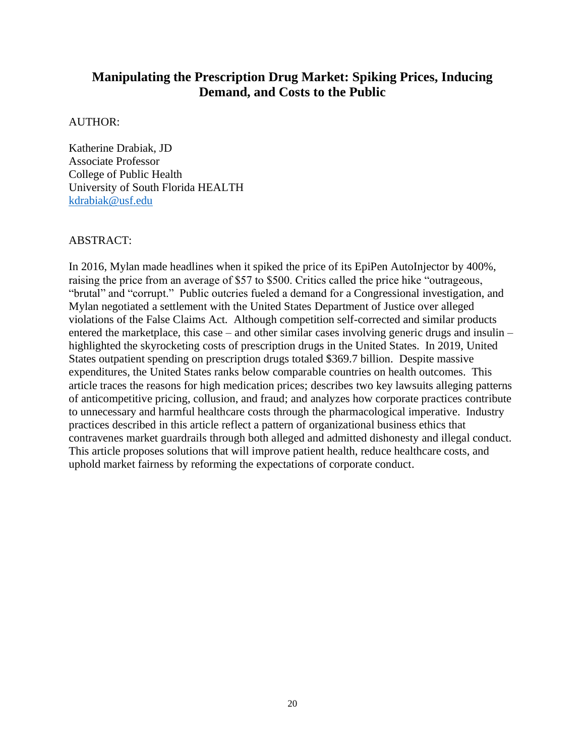# Manipulating the Prescription Drug Market: Spiking Prices, Inducing Demand, and Costs to the Public

AUTHOR:

Katherine Drabiak, JD
Associate Professor
College of Public Health
University of South Florida HEALTH
kdrabiak@usf.edu

ABSTRACT:

In 2016, Mylan made headlines when it spiked the price of its EpiPen AutoInjector by 400%, raising the price from an average of $57 to $500. Critics called the price hike "outrageous, "brutal" and "corrupt." Public outcries fueled a demand for a Congressional investigation, and Mylan negotiated a settlement with the United States Department of Justice over alleged violations of the False Claims Act. Although competition self-corrected and similar products entered the marketplace, this case – and other similar cases involving generic drugs and insulin – highlighted the skyrocketing costs of prescription drugs in the United States. In 2019, United States outpatient spending on prescription drugs totaled $369.7 billion. Despite massive expenditures, the United States ranks below comparable countries on health outcomes. This article traces the reasons for high medication prices; describes two key lawsuits alleging patterns of anticompetitive pricing, collusion, and fraud; and analyzes how corporate practices contribute to unnecessary and harmful healthcare costs through the pharmacological imperative. Industry practices described in this article reflect a pattern of organizational business ethics that contravenes market guardrails through both alleged and admitted dishonesty and illegal conduct. This article proposes solutions that will improve patient health, reduce healthcare costs, and uphold market fairness by reforming the expectations of corporate conduct.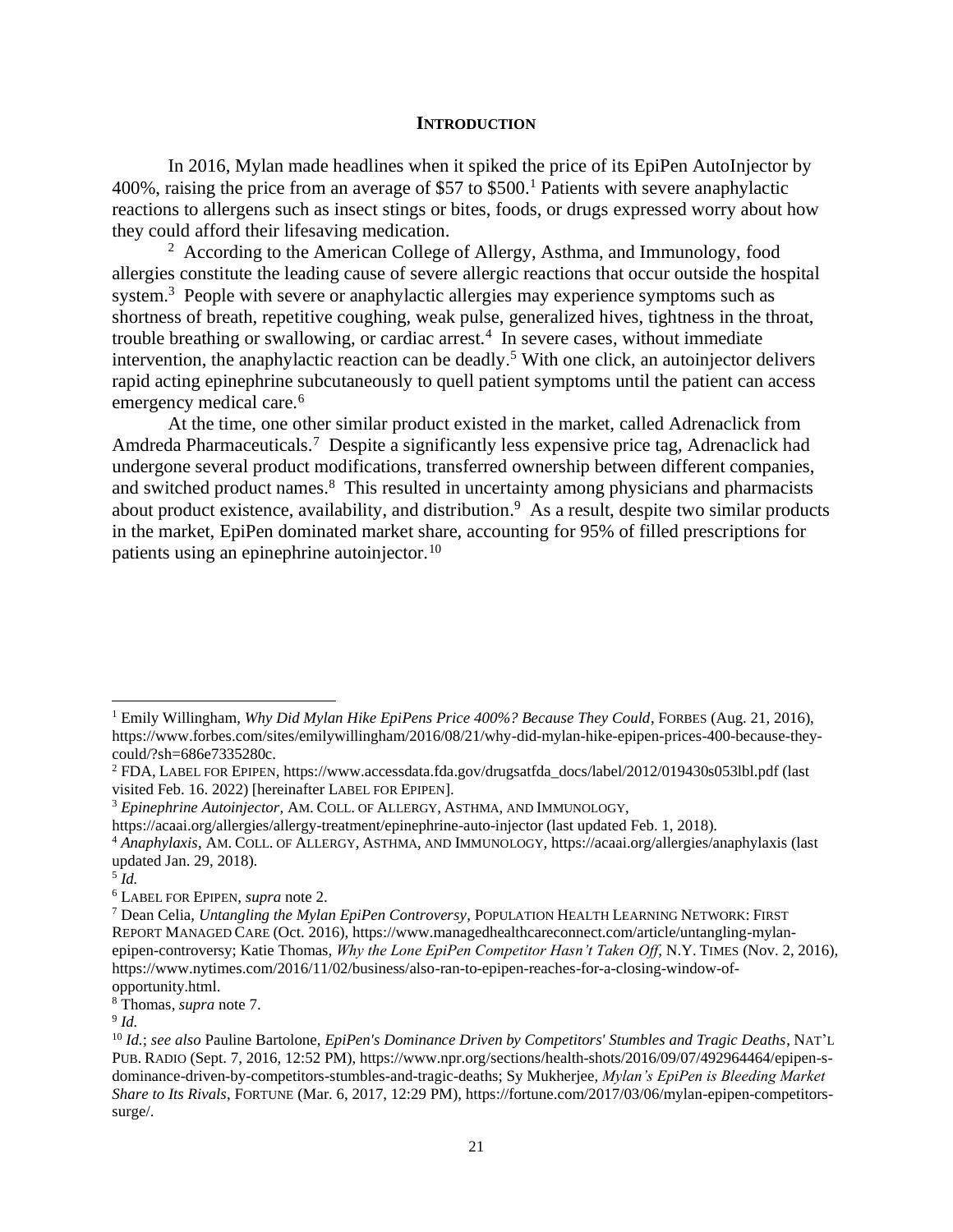## **INTRODUCTION**

In 2016, Mylan made headlines when it spiked the price of its EpiPen AutoInjector by 400%, raising the price from an average of $57 to $500.[1] Patients with severe anaphylactic reactions to allergens such as insect stings or bites, foods, or drugs expressed worry about how they could afford their lifesaving medication.

[2] According to the American College of Allergy, Asthma, and Immunology, food allergies constitute the leading cause of severe allergic reactions that occur outside the hospital system.[3] People with severe or anaphylactic allergies may experience symptoms such as shortness of breath, repetitive coughing, weak pulse, generalized hives, tightness in the throat, trouble breathing or swallowing, or cardiac arrest.[4] In severe cases, without immediate intervention, the anaphylactic reaction can be deadly.[5] With one click, an autoinjector delivers rapid acting epinephrine subcutaneously to quell patient symptoms until the patient can access emergency medical care.[6]

At the time, one other similar product existed in the market, called Adrenaclick from Amdreda Pharmaceuticals.[7] Despite a significantly less expensive price tag, Adrenaclick had undergone several product modifications, transferred ownership between different companies, and switched product names.[8] This resulted in uncertainty among physicians and pharmacists about product existence, availability, and distribution.[9] As a result, despite two similar products in the market, EpiPen dominated market share, accounting for 95% of filled prescriptions for patients using an epinephrine autoinjector.[10]

---

[1] Emily Willingham, *Why Did Mylan Hike EpiPens Price 400%? Because They Could*, FORBES (Aug. 21, 2016), https://www.forbes.com/sites/emilywillingham/2016/08/21/why-did-mylan-hike-epipen-prices-400-because-they-could/?sh=686e7335280c.

[2] FDA, LABEL FOR EPIPEN, https://www.accessdata.fda.gov/drugsatfda_docs/label/2012/019430s053lbl.pdf (last visited Feb. 16. 2022) [hereinafter LABEL FOR EPIPEN].

[3] *Epinephrine Autoinjector*, AM. COLL. OF ALLERGY, ASTHMA, AND IMMUNOLOGY, https://acaai.org/allergies/allergy-treatment/epinephrine-auto-injector (last updated Feb. 1, 2018).

[4] *Anaphylaxis*, AM. COLL. OF ALLERGY, ASTHMA, AND IMMUNOLOGY, https://acaai.org/allergies/anaphylaxis (last updated Jan. 29, 2018).

[5] *Id.*

[6] LABEL FOR EPIPEN, *supra* note 2.

[7] Dean Celia, *Untangling the Mylan EpiPen Controversy*, POPULATION HEALTH LEARNING NETWORK: FIRST REPORT MANAGED CARE (Oct. 2016), https://www.managedhealthcareconnect.com/article/untangling-mylan-epipen-controversy; Katie Thomas, *Why the Lone EpiPen Competitor Hasn't Taken Off*, N.Y. TIMES (Nov. 2, 2016), https://www.nytimes.com/2016/11/02/business/also-ran-to-epipen-reaches-for-a-closing-window-of-opportunity.html.

[8] Thomas, *supra* note 7.

[9] *Id.*

[10] *Id.*; *see also* Pauline Bartolone, *EpiPen's Dominance Driven by Competitors' Stumbles and Tragic Deaths*, NAT'L PUB. RADIO (Sept. 7, 2016, 12:52 PM), https://www.npr.org/sections/health-shots/2016/09/07/492964464/epipen-s-dominance-driven-by-competitors-stumbles-and-tragic-deaths; Sy Mukherjee, *Mylan's EpiPen is Bleeding Market Share to Its Rivals*, FORTUNE (Mar. 6, 2017, 12:29 PM), https://fortune.com/2017/03/06/mylan-epipen-competitors-surge/.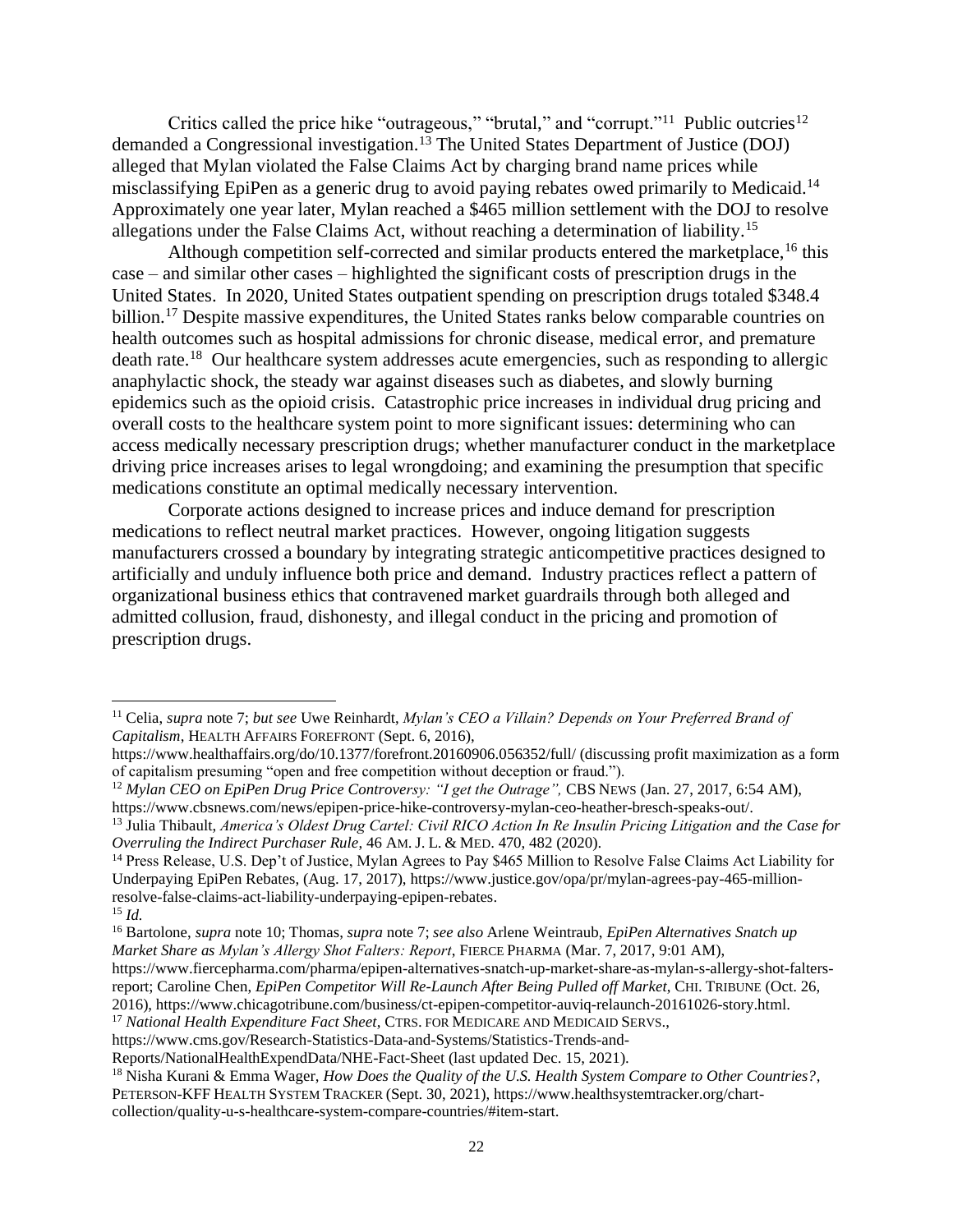Critics called the price hike "outrageous," "brutal," and "corrupt."[11] Public outcries[12] demanded a Congressional investigation.[13] The United States Department of Justice (DOJ) alleged that Mylan violated the False Claims Act by charging brand name prices while misclassifying EpiPen as a generic drug to avoid paying rebates owed primarily to Medicaid.[14] Approximately one year later, Mylan reached a $465 million settlement with the DOJ to resolve allegations under the False Claims Act, without reaching a determination of liability.[15]

Although competition self-corrected and similar products entered the marketplace,[16] this case – and similar other cases – highlighted the significant costs of prescription drugs in the United States. In 2020, United States outpatient spending on prescription drugs totaled $348.4 billion.[17] Despite massive expenditures, the United States ranks below comparable countries on health outcomes such as hospital admissions for chronic disease, medical error, and premature death rate.[18] Our healthcare system addresses acute emergencies, such as responding to allergic anaphylactic shock, the steady war against diseases such as diabetes, and slowly burning epidemics such as the opioid crisis. Catastrophic price increases in individual drug pricing and overall costs to the healthcare system point to more significant issues: determining who can access medically necessary prescription drugs; whether manufacturer conduct in the marketplace driving price increases arises to legal wrongdoing; and examining the presumption that specific medications constitute an optimal medically necessary intervention.

Corporate actions designed to increase prices and induce demand for prescription medications to reflect neutral market practices. However, ongoing litigation suggests manufacturers crossed a boundary by integrating strategic anticompetitive practices designed to artificially and unduly influence both price and demand. Industry practices reflect a pattern of organizational business ethics that contravened market guardrails through both alleged and admitted collusion, fraud, dishonesty, and illegal conduct in the pricing and promotion of prescription drugs.

---

[11] Celia, *supra* note 7; *but see* Uwe Reinhardt, *Mylan's CEO a Villain? Depends on Your Preferred Brand of Capitalism*, HEALTH AFFAIRS FOREFRONT (Sept. 6, 2016), https://www.healthaffairs.org/do/10.1377/forefront.20160906.056352/full/ (discussing profit maximization as a form of capitalism presuming "open and free competition without deception or fraud.").

[12] *Mylan CEO on EpiPen Drug Price Controversy: "I get the Outrage",* CBS NEWS (Jan. 27, 2017, 6:54 AM), https://www.cbsnews.com/news/epipen-price-hike-controversy-mylan-ceo-heather-bresch-speaks-out/.

[13] Julia Thibault, *America's Oldest Drug Cartel: Civil RICO Action In In Re Insulin Pricing Litigation and the Case for Overruling the Indirect Purchaser Rule*, 46 AM. J. L. & MED. 470, 482 (2020).

[14] Press Release, U.S. Dep't of Justice, Mylan Agrees to Pay $465 Million to Resolve False Claims Act Liability for Underpaying EpiPen Rebates, (Aug. 17, 2017), https://www.justice.gov/opa/pr/mylan-agrees-pay-465-million-resolve-false-claims-act-liability-underpaying-epipen-rebates.

[15] *Id.*

[16] Bartolone, *supra* note 10; Thomas, *supra* note 7; *see also* Arlene Weintraub, *EpiPen Alternatives Snatch up Market Share as Mylan's Allergy Shot Falters: Report*, FIERCE PHARMA (Mar. 7, 2017, 9:01 AM), https://www.fiercepharma.com/pharma/epipen-alternatives-snatch-up-market-share-as-mylan-s-allergy-shot-falters-report; Caroline Chen, *EpiPen Competitor Will Re-Launch After Being Pulled off Market*, CHI. TRIBUNE (Oct. 26, 2016), https://www.chicagotribune.com/business/ct-epipen-competitor-auviq-relaunch-20161026-story.html.

[17] *National Health Expenditure Fact Sheet*, CTRS. FOR MEDICARE AND MEDICAID SERVS., https://www.cms.gov/Research-Statistics-Data-and-Systems/Statistics-Trends-and-Reports/NationalHealthExpendData/NHE-Fact-Sheet (last updated Dec. 15, 2021).

[18] Nisha Kurani & Emma Wager, *How Does the Quality of the U.S. Health System Compare to Other Countries?*, PETERSON-KFF HEALTH SYSTEM TRACKER (Sept. 30, 2021), https://www.healthsystemtracker.org/chart-collection/quality-u-s-healthcare-system-compare-countries/#item-start.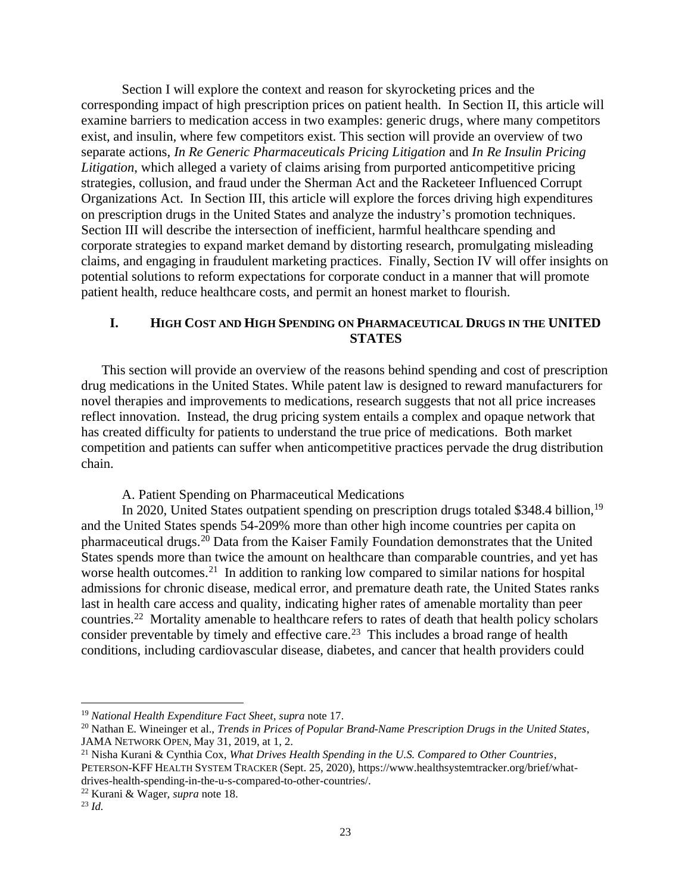Section I will explore the context and reason for skyrocketing prices and the corresponding impact of high prescription prices on patient health. In Section II, this article will examine barriers to medication access in two examples: generic drugs, where many competitors exist, and insulin, where few competitors exist. This section will provide an overview of two separate actions, *In Re Generic Pharmaceuticals Pricing Litigation* and *In Re Insulin Pricing Litigation*, which alleged a variety of claims arising from purported anticompetitive pricing strategies, collusion, and fraud under the Sherman Act and the Racketeer Influenced Corrupt Organizations Act. In Section III, this article will explore the forces driving high expenditures on prescription drugs in the United States and analyze the industry's promotion techniques. Section III will describe the intersection of inefficient, harmful healthcare spending and corporate strategies to expand market demand by distorting research, promulgating misleading claims, and engaging in fraudulent marketing practices. Finally, Section IV will offer insights on potential solutions to reform expectations for corporate conduct in a manner that will promote patient health, reduce healthcare costs, and permit an honest market to flourish.

## I. HIGH COST AND HIGH SPENDING ON PHARMACEUTICAL DRUGS IN THE UNITED STATES

This section will provide an overview of the reasons behind spending and cost of prescription drug medications in the United States. While patent law is designed to reward manufacturers for novel therapies and improvements to medications, research suggests that not all price increases reflect innovation. Instead, the drug pricing system entails a complex and opaque network that has created difficulty for patients to understand the true price of medications. Both market competition and patients can suffer when anticompetitive practices pervade the drug distribution chain.

### A. Patient Spending on Pharmaceutical Medications

In 2020, United States outpatient spending on prescription drugs totaled \$348.4 billion,[19] and the United States spends 54-209% more than other high income countries per capita on pharmaceutical drugs.[20] Data from the Kaiser Family Foundation demonstrates that the United States spends more than twice the amount on healthcare than comparable countries, and yet has worse health outcomes.[21] In addition to ranking low compared to similar nations for hospital admissions for chronic disease, medical error, and premature death rate, the United States ranks last in health care access and quality, indicating higher rates of amenable mortality than peer countries.[22] Mortality amenable to healthcare refers to rates of death that health policy scholars consider preventable by timely and effective care.[23] This includes a broad range of health conditions, including cardiovascular disease, diabetes, and cancer that health providers could

---

[19] *National Health Expenditure Fact Sheet*, *supra* note 17.

[20] Nathan E. Wineinger et al., *Trends in Prices of Popular Brand-Name Prescription Drugs in the United States*, JAMA NETWORK OPEN, May 31, 2019, at 1, 2.

[21] Nisha Kurani & Cynthia Cox, *What Drives Health Spending in the U.S. Compared to Other Countries*, PETERSON-KFF HEALTH SYSTEM TRACKER (Sept. 25, 2020), https://www.healthsystemtracker.org/brief/what-drives-health-spending-in-the-u-s-compared-to-other-countries/.

[22] Kurani & Wager, *supra* note 18.

[23] *Id.*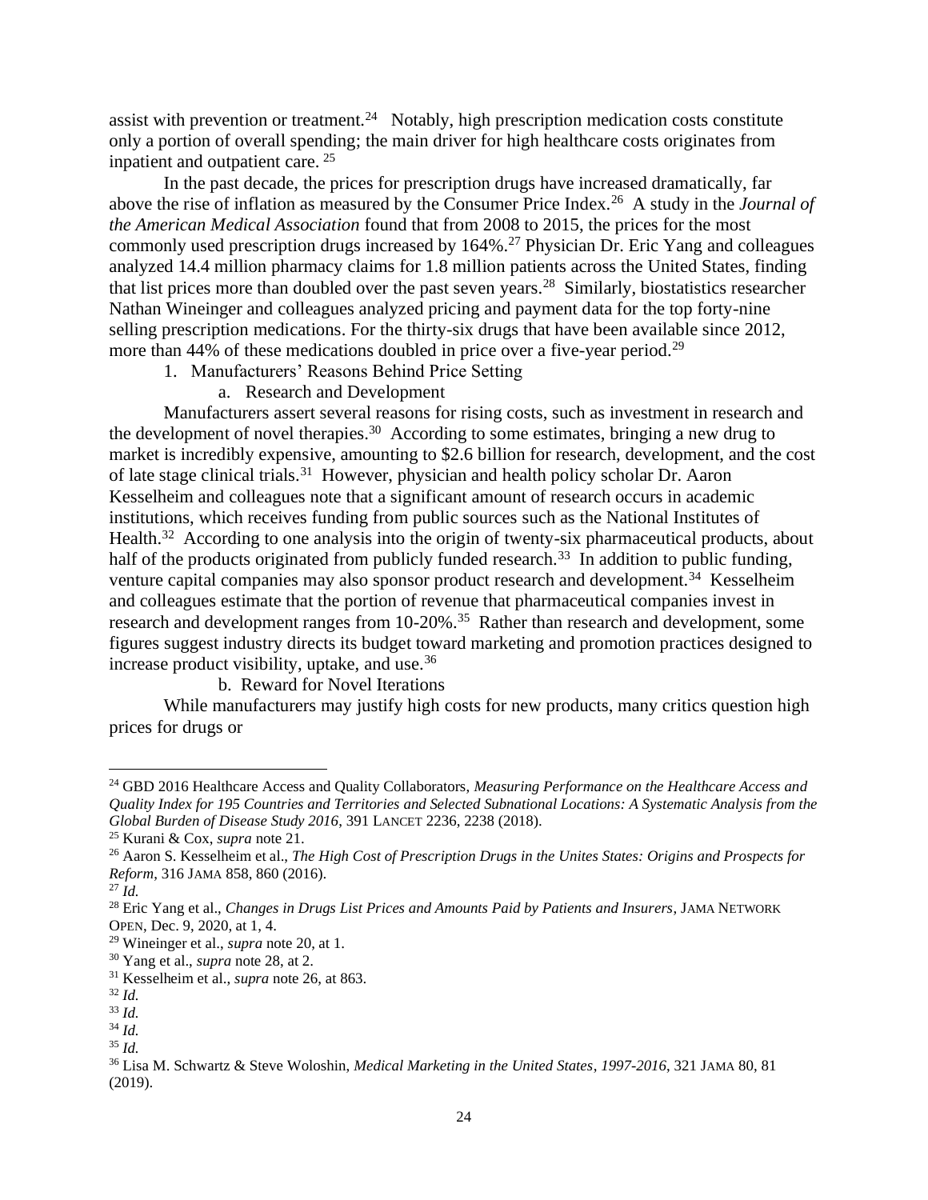assist with prevention or treatment.[24] Notably, high prescription medication costs constitute only a portion of overall spending; the main driver for high healthcare costs originates from inpatient and outpatient care.[25]

In the past decade, the prices for prescription drugs have increased dramatically, far above the rise of inflation as measured by the Consumer Price Index.[26] A study in the *Journal of the American Medical Association* found that from 2008 to 2015, the prices for the most commonly used prescription drugs increased by 164%.[27] Physician Dr. Eric Yang and colleagues analyzed 14.4 million pharmacy claims for 1.8 million patients across the United States, finding that list prices more than doubled over the past seven years.[28] Similarly, biostatistics researcher Nathan Wineinger and colleagues analyzed pricing and payment data for the top forty-nine selling prescription medications. For the thirty-six drugs that have been available since 2012, more than 44% of these medications doubled in price over a five-year period.[29]

1. Manufacturers' Reasons Behind Price Setting

a. Research and Development

Manufacturers assert several reasons for rising costs, such as investment in research and the development of novel therapies.[30] According to some estimates, bringing a new drug to market is incredibly expensive, amounting to $2.6 billion for research, development, and the cost of late stage clinical trials.[31] However, physician and health policy scholar Dr. Aaron Kesselheim and colleagues note that a significant amount of research occurs in academic institutions, which receives funding from public sources such as the National Institutes of Health.[32] According to one analysis into the origin of twenty-six pharmaceutical products, about half of the products originated from publicly funded research.[33] In addition to public funding, venture capital companies may also sponsor product research and development.[34] Kesselheim and colleagues estimate that the portion of revenue that pharmaceutical companies invest in research and development ranges from 10-20%.[35] Rather than research and development, some figures suggest industry directs its budget toward marketing and promotion practices designed to increase product visibility, uptake, and use.[36]

b. Reward for Novel Iterations

While manufacturers may justify high costs for new products, many critics question high prices for drugs or

---

[24] GBD 2016 Healthcare Access and Quality Collaborators, *Measuring Performance on the Healthcare Access and Quality Index for 195 Countries and Territories and Selected Subnational Locations: A Systematic Analysis from the Global Burden of Disease Study 2016*, 391 LANCET 2236, 2238 (2018).

[25] Kurani & Cox, *supra* note 21.

[26] Aaron S. Kesselheim et al., *The High Cost of Prescription Drugs in the Unites States: Origins and Prospects for Reform*, 316 JAMA 858, 860 (2016).

[27] *Id.*

[28] Eric Yang et al., *Changes in Drugs List Prices and Amounts Paid by Patients and Insurers*, JAMA NETWORK OPEN, Dec. 9, 2020, at 1, 4.

[29] Wineinger et al., *supra* note 20, at 1.

[30] Yang et al., *supra* note 28, at 2.

[31] Kesselheim et al., *supra* note 26, at 863.

[32] *Id.*

[33] *Id.*

[34] *Id.*

[35] *Id.*

[36] Lisa M. Schwartz & Steve Woloshin, *Medical Marketing in the United States, 1997-2016*, 321 JAMA 80, 81 (2019).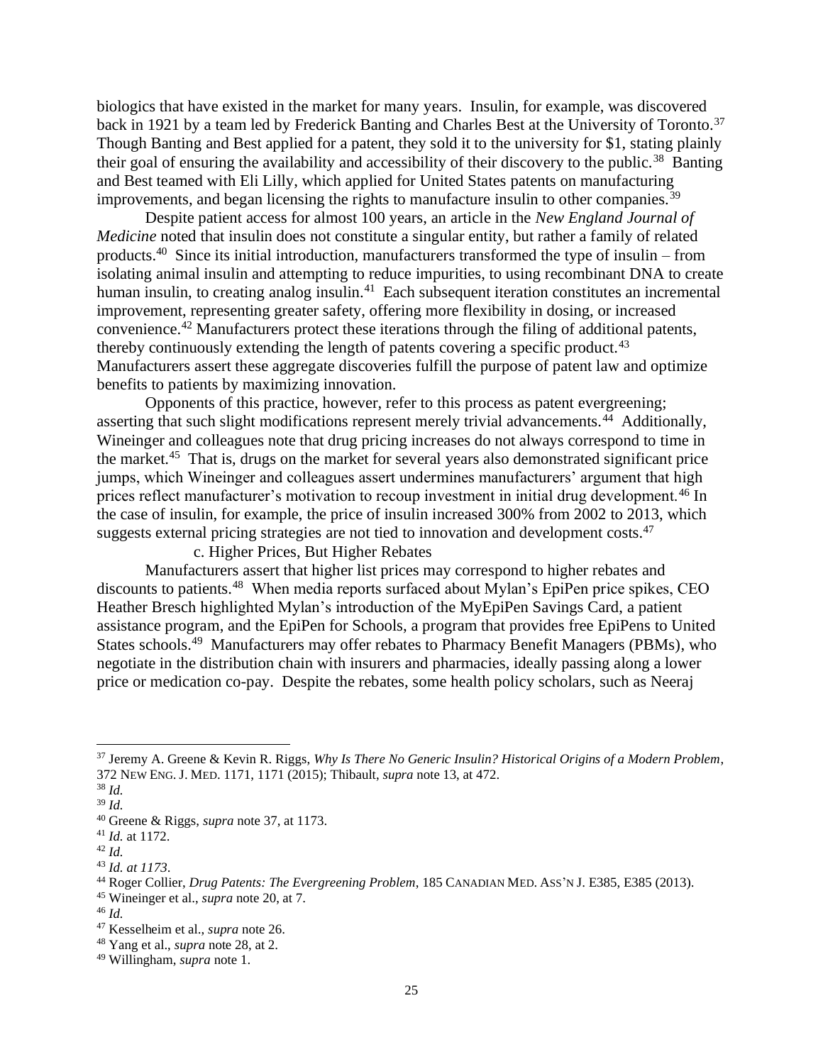biologics that have existed in the market for many years. Insulin, for example, was discovered back in 1921 by a team led by Frederick Banting and Charles Best at the University of Toronto.[37] Though Banting and Best applied for a patent, they sold it to the university for $1, stating plainly their goal of ensuring the availability and accessibility of their discovery to the public.[38] Banting and Best teamed with Eli Lilly, which applied for United States patents on manufacturing improvements, and began licensing the rights to manufacture insulin to other companies.[39]

Despite patient access for almost 100 years, an article in the *New England Journal of Medicine* noted that insulin does not constitute a singular entity, but rather a family of related products.[40] Since its initial introduction, manufacturers transformed the type of insulin – from isolating animal insulin and attempting to reduce impurities, to using recombinant DNA to create human insulin, to creating analog insulin.[41] Each subsequent iteration constitutes an incremental improvement, representing greater safety, offering more flexibility in dosing, or increased convenience.[42] Manufacturers protect these iterations through the filing of additional patents, thereby continuously extending the length of patents covering a specific product.[43] Manufacturers assert these aggregate discoveries fulfill the purpose of patent law and optimize benefits to patients by maximizing innovation.

Opponents of this practice, however, refer to this process as patent evergreening; asserting that such slight modifications represent merely trivial advancements.[44] Additionally, Wineinger and colleagues note that drug pricing increases do not always correspond to time in the market.[45] That is, drugs on the market for several years also demonstrated significant price jumps, which Wineinger and colleagues assert undermines manufacturers' argument that high prices reflect manufacturer's motivation to recoup investment in initial drug development.[46] In the case of insulin, for example, the price of insulin increased 300% from 2002 to 2013, which suggests external pricing strategies are not tied to innovation and development costs.[47]

c. Higher Prices, But Higher Rebates

Manufacturers assert that higher list prices may correspond to higher rebates and discounts to patients.[48] When media reports surfaced about Mylan's EpiPen price spikes, CEO Heather Bresch highlighted Mylan's introduction of the MyEpiPen Savings Card, a patient assistance program, and the EpiPen for Schools, a program that provides free EpiPens to United States schools.[49] Manufacturers may offer rebates to Pharmacy Benefit Managers (PBMs), who negotiate in the distribution chain with insurers and pharmacies, ideally passing along a lower price or medication co-pay. Despite the rebates, some health policy scholars, such as Neeraj

---

[37] Jeremy A. Greene & Kevin R. Riggs, *Why Is There No Generic Insulin? Historical Origins of a Modern Problem*, 372 NEW ENG. J. MED. 1171, 1171 (2015); Thibault, *supra* note 13, at 472.

[38] *Id.*

[39] *Id.*

[40] Greene & Riggs, *supra* note 37, at 1173.

[41] *Id.* at 1172.

[42] *Id.*

[43] *Id. at 1173*.

[44] Roger Collier, *Drug Patents: The Evergreening Problem*, 185 CANADIAN MED. ASS'N J. E385, E385 (2013).

[45] Wineinger et al., *supra* note 20, at 7.

[46] *Id.*

[47] Kesselheim et al., *supra* note 26.

[48] Yang et al., *supra* note 28, at 2.

[49] Willingham, *supra* note 1.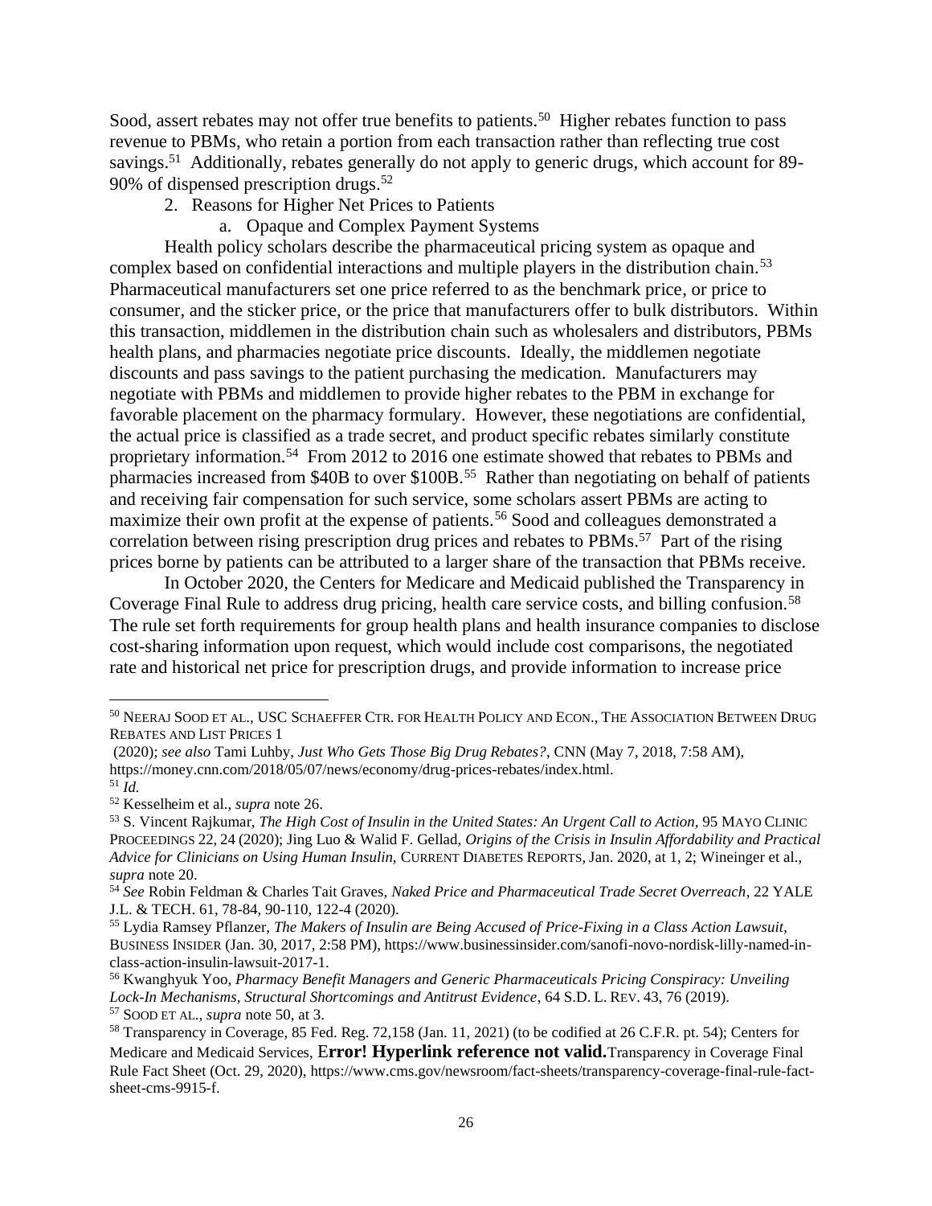Sood, assert rebates may not offer true benefits to patients.[50] Higher rebates function to pass revenue to PBMs, who retain a portion from each transaction rather than reflecting true cost savings.[51] Additionally, rebates generally do not apply to generic drugs, which account for 89-90% of dispensed prescription drugs.[52]

2. Reasons for Higher Net Prices to Patients

a. Opaque and Complex Payment Systems

Health policy scholars describe the pharmaceutical pricing system as opaque and complex based on confidential interactions and multiple players in the distribution chain.[53] Pharmaceutical manufacturers set one price referred to as the benchmark price, or price to consumer, and the sticker price, or the price that manufacturers offer to bulk distributors. Within this transaction, middlemen in the distribution chain such as wholesalers and distributors, PBMs health plans, and pharmacies negotiate price discounts. Ideally, the middlemen negotiate discounts and pass savings to the patient purchasing the medication. Manufacturers may negotiate with PBMs and middlemen to provide higher rebates to the PBM in exchange for favorable placement on the pharmacy formulary. However, these negotiations are confidential, the actual price is classified as a trade secret, and product specific rebates similarly constitute proprietary information.[54] From 2012 to 2016 one estimate showed that rebates to PBMs and pharmacies increased from \$40B to over \$100B.[55] Rather than negotiating on behalf of patients and receiving fair compensation for such service, some scholars assert PBMs are acting to maximize their own profit at the expense of patients.[56] Sood and colleagues demonstrated a correlation between rising prescription drug prices and rebates to PBMs.[57] Part of the rising prices borne by patients can be attributed to a larger share of the transaction that PBMs receive.

In October 2020, the Centers for Medicare and Medicaid published the Transparency in Coverage Final Rule to address drug pricing, health care service costs, and billing confusion.[58] The rule set forth requirements for group health plans and health insurance companies to disclose cost-sharing information upon request, which would include cost comparisons, the negotiated rate and historical net price for prescription drugs, and provide information to increase price

---

[50] NEERAJ SOOD ET AL., USC SCHAEFFER CTR. FOR HEALTH POLICY AND ECON., THE ASSOCIATION BETWEEN DRUG REBATES AND LIST PRICES 1 (2020); *see also* Tami Luhby, *Just Who Gets Those Big Drug Rebates?*, CNN (May 7, 2018, 7:58 AM), https://money.cnn.com/2018/05/07/news/economy/drug-prices-rebates/index.html.

[51] *Id.*

[52] Kesselheim et al., *supra* note 26.

[53] S. Vincent Rajkumar, *The High Cost of Insulin in the United States: An Urgent Call to Action*, 95 MAYO CLINIC PROCEEDINGS 22, 24 (2020); Jing Luo & Walid F. Gellad, *Origins of the Crisis in Insulin Affordability and Practical Advice for Clinicians on Using Human Insulin*, CURRENT DIABETES REPORTS, Jan. 2020, at 1, 2; Wineinger et al., *supra* note 20.

[54] *See* Robin Feldman & Charles Tait Graves, *Naked Price and Pharmaceutical Trade Secret Overreach*, 22 YALE J.L. & TECH. 61, 78-84, 90-110, 122-4 (2020).

[55] Lydia Ramsey Pflanzer, *The Makers of Insulin are Being Accused of Price-Fixing in a Class Action Lawsuit*, BUSINESS INSIDER (Jan. 30, 2017, 2:58 PM), https://www.businessinsider.com/sanofi-novo-nordisk-lilly-named-in-class-action-insulin-lawsuit-2017-1.

[56] Kwanghyuk Yoo, *Pharmacy Benefit Managers and Generic Pharmaceuticals Pricing Conspiracy: Unveiling Lock-In Mechanisms, Structural Shortcomings and Antitrust Evidence*, 64 S.D. L. REV. 43, 76 (2019).

[57] SOOD ET AL., *supra* note 50, at 3.

[58] Transparency in Coverage, 85 Fed. Reg. 72,158 (Jan. 11, 2021) (to be codified at 26 C.F.R. pt. 54); Centers for Medicare and Medicaid Services, E**rror! Hyperlink reference not valid.**Transparency in Coverage Final Rule Fact Sheet (Oct. 29, 2020), https://www.cms.gov/newsroom/fact-sheets/transparency-coverage-final-rule-fact-sheet-cms-9915-f.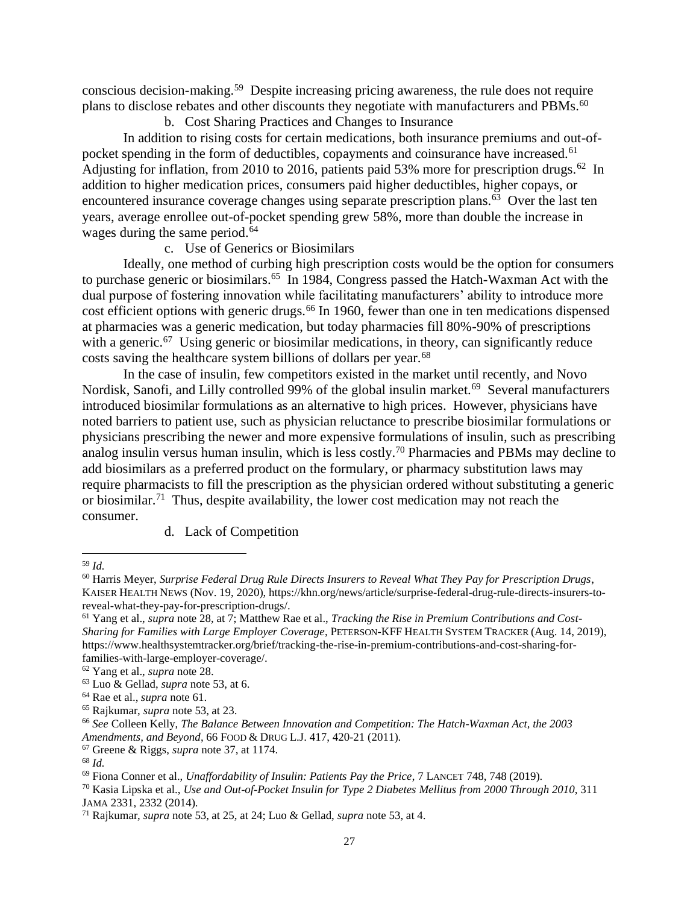conscious decision-making.[59] Despite increasing pricing awareness, the rule does not require plans to disclose rebates and other discounts they negotiate with manufacturers and PBMs.[60]

b. Cost Sharing Practices and Changes to Insurance

In addition to rising costs for certain medications, both insurance premiums and out-of-pocket spending in the form of deductibles, copayments and coinsurance have increased.[61] Adjusting for inflation, from 2010 to 2016, patients paid 53% more for prescription drugs.[62] In addition to higher medication prices, consumers paid higher deductibles, higher copays, or encountered insurance coverage changes using separate prescription plans.[63] Over the last ten years, average enrollee out-of-pocket spending grew 58%, more than double the increase in wages during the same period.[64]

c. Use of Generics or Biosimilars

Ideally, one method of curbing high prescription costs would be the option for consumers to purchase generic or biosimilars.[65] In 1984, Congress passed the Hatch-Waxman Act with the dual purpose of fostering innovation while facilitating manufacturers' ability to introduce more cost efficient options with generic drugs.[66] In 1960, fewer than one in ten medications dispensed at pharmacies was a generic medication, but today pharmacies fill 80%-90% of prescriptions with a generic.[67] Using generic or biosimilar medications, in theory, can significantly reduce costs saving the healthcare system billions of dollars per year.[68]

In the case of insulin, few competitors existed in the market until recently, and Novo Nordisk, Sanofi, and Lilly controlled 99% of the global insulin market.[69] Several manufacturers introduced biosimilar formulations as an alternative to high prices. However, physicians have noted barriers to patient use, such as physician reluctance to prescribe biosimilar formulations or physicians prescribing the newer and more expensive formulations of insulin, such as prescribing analog insulin versus human insulin, which is less costly.[70] Pharmacies and PBMs may decline to add biosimilars as a preferred product on the formulary, or pharmacy substitution laws may require pharmacists to fill the prescription as the physician ordered without substituting a generic or biosimilar.[71] Thus, despite availability, the lower cost medication may not reach the consumer.

d. Lack of Competition

---

[59] *Id.*

[60] Harris Meyer, *Surprise Federal Drug Rule Directs Insurers to Reveal What They Pay for Prescription Drugs*, KAISER HEALTH NEWS (Nov. 19, 2020), https://khn.org/news/article/surprise-federal-drug-rule-directs-insurers-to-reveal-what-they-pay-for-prescription-drugs/.

[61] Yang et al., *supra* note 28, at 7; Matthew Rae et al., *Tracking the Rise in Premium Contributions and Cost-Sharing for Families with Large Employer Coverage*, PETERSON-KFF HEALTH SYSTEM TRACKER (Aug. 14, 2019), https://www.healthsystemtracker.org/brief/tracking-the-rise-in-premium-contributions-and-cost-sharing-for-families-with-large-employer-coverage/.

[62] Yang et al., *supra* note 28.

[63] Luo & Gellad, *supra* note 53, at 6.

[64] Rae et al., *supra* note 61.

[65] Rajkumar, *supra* note 53, at 23.

[66] *See* Colleen Kelly, *The Balance Between Innovation and Competition: The Hatch-Waxman Act, the 2003 Amendments, and Beyond*, 66 FOOD & DRUG L.J. 417, 420-21 (2011).

[67] Greene & Riggs, *supra* note 37, at 1174.

[68] *Id.*

[69] Fiona Conner et al., *Unaffordability of Insulin: Patients Pay the Price*, 7 LANCET 748, 748 (2019).

[70] Kasia Lipska et al., *Use and Out-of-Pocket Insulin for Type 2 Diabetes Mellitus from 2000 Through 2010*, 311 JAMA 2331, 2332 (2014).

[71] Rajkumar, *supra* note 53, at 25, at 24; Luo & Gellad, *supra* note 53, at 4.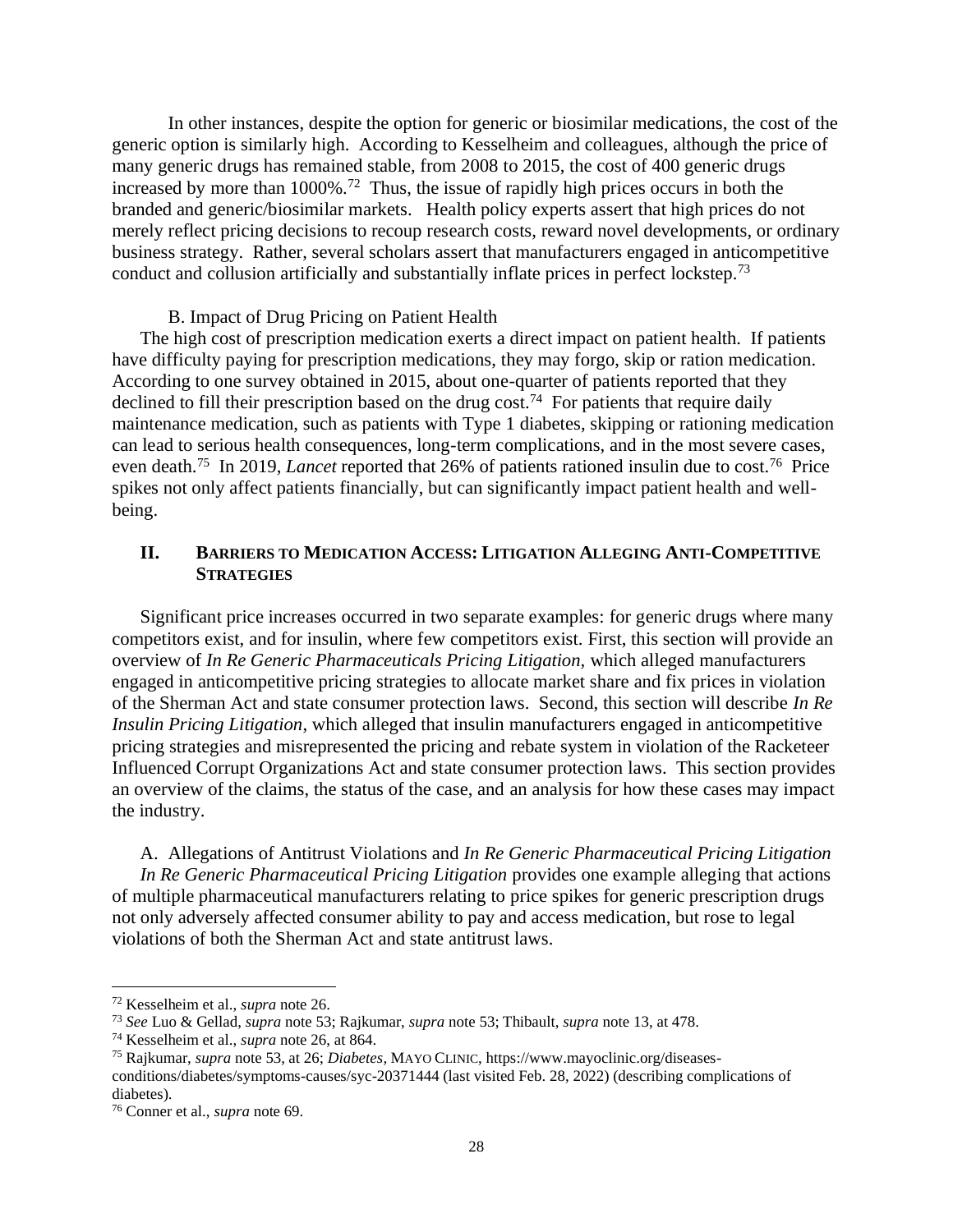In other instances, despite the option for generic or biosimilar medications, the cost of the generic option is similarly high. According to Kesselheim and colleagues, although the price of many generic drugs has remained stable, from 2008 to 2015, the cost of 400 generic drugs increased by more than 1000%.[72] Thus, the issue of rapidly high prices occurs in both the branded and generic/biosimilar markets. Health policy experts assert that high prices do not merely reflect pricing decisions to recoup research costs, reward novel developments, or ordinary business strategy. Rather, several scholars assert that manufacturers engaged in anticompetitive conduct and collusion artificially and substantially inflate prices in perfect lockstep.[73]

### B. Impact of Drug Pricing on Patient Health

The high cost of prescription medication exerts a direct impact on patient health. If patients have difficulty paying for prescription medications, they may forgo, skip or ration medication. According to one survey obtained in 2015, about one-quarter of patients reported that they declined to fill their prescription based on the drug cost.[74] For patients that require daily maintenance medication, such as patients with Type 1 diabetes, skipping or rationing medication can lead to serious health consequences, long-term complications, and in the most severe cases, even death.[75] In 2019, *Lancet* reported that 26% of patients rationed insulin due to cost.[76] Price spikes not only affect patients financially, but can significantly impact patient health and well-being.

## II. Barriers to Medication Access: Litigation Alleging Anti-Competitive Strategies

Significant price increases occurred in two separate examples: for generic drugs where many competitors exist, and for insulin, where few competitors exist. First, this section will provide an overview of *In Re Generic Pharmaceuticals Pricing Litigation*, which alleged manufacturers engaged in anticompetitive pricing strategies to allocate market share and fix prices in violation of the Sherman Act and state consumer protection laws. Second, this section will describe *In Re Insulin Pricing Litigation*, which alleged that insulin manufacturers engaged in anticompetitive pricing strategies and misrepresented the pricing and rebate system in violation of the Racketeer Influenced Corrupt Organizations Act and state consumer protection laws. This section provides an overview of the claims, the status of the case, and an analysis for how these cases may impact the industry.

### A. Allegations of Antitrust Violations and *In Re Generic Pharmaceutical Pricing Litigation*

*In Re Generic Pharmaceutical Pricing Litigation* provides one example alleging that actions of multiple pharmaceutical manufacturers relating to price spikes for generic prescription drugs not only adversely affected consumer ability to pay and access medication, but rose to legal violations of both the Sherman Act and state antitrust laws.

---

[72] Kesselheim et al., *supra* note 26.

[73] *See* Luo & Gellad, *supra* note 53; Rajkumar, *supra* note 53; Thibault, *supra* note 13, at 478.

[74] Kesselheim et al., *supra* note 26, at 864.

[75] Rajkumar, *supra* note 53, at 26; *Diabetes*, MAYO CLINIC, https://www.mayoclinic.org/diseases-conditions/diabetes/symptoms-causes/syc-20371444 (last visited Feb. 28, 2022) (describing complications of diabetes).

[76] Conner et al., *supra* note 69.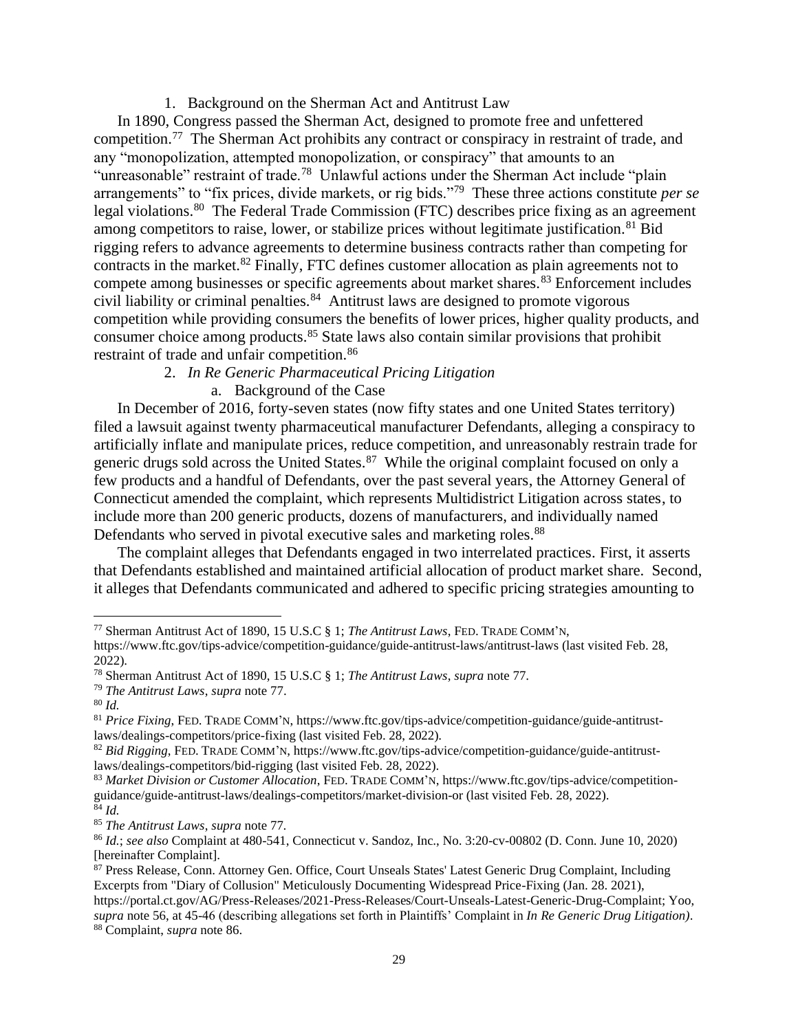### 1. Background on the Sherman Act and Antitrust Law

In 1890, Congress passed the Sherman Act, designed to promote free and unfettered competition.[77] The Sherman Act prohibits any contract or conspiracy in restraint of trade, and any "monopolization, attempted monopolization, or conspiracy" that amounts to an "unreasonable" restraint of trade.[78] Unlawful actions under the Sherman Act include "plain arrangements" to "fix prices, divide markets, or rig bids."[79] These three actions constitute *per se* legal violations.[80] The Federal Trade Commission (FTC) describes price fixing as an agreement among competitors to raise, lower, or stabilize prices without legitimate justification.[81] Bid rigging refers to advance agreements to determine business contracts rather than competing for contracts in the market.[82] Finally, FTC defines customer allocation as plain agreements not to compete among businesses or specific agreements about market shares.[83] Enforcement includes civil liability or criminal penalties.[84] Antitrust laws are designed to promote vigorous competition while providing consumers the benefits of lower prices, higher quality products, and consumer choice among products.[85] State laws also contain similar provisions that prohibit restraint of trade and unfair competition.[86]

### 2. *In Re Generic Pharmaceutical Pricing Litigation*

#### a. Background of the Case

In December of 2016, forty-seven states (now fifty states and one United States territory) filed a lawsuit against twenty pharmaceutical manufacturer Defendants, alleging a conspiracy to artificially inflate and manipulate prices, reduce competition, and unreasonably restrain trade for generic drugs sold across the United States.[87] While the original complaint focused on only a few products and a handful of Defendants, over the past several years, the Attorney General of Connecticut amended the complaint, which represents Multidistrict Litigation across states, to include more than 200 generic products, dozens of manufacturers, and individually named Defendants who served in pivotal executive sales and marketing roles.[88]

The complaint alleges that Defendants engaged in two interrelated practices. First, it asserts that Defendants established and maintained artificial allocation of product market share. Second, it alleges that Defendants communicated and adhered to specific pricing strategies amounting to

---

[77] Sherman Antitrust Act of 1890, 15 U.S.C § 1; *The Antitrust Laws*, FED. TRADE COMM'N, https://www.ftc.gov/tips-advice/competition-guidance/guide-antitrust-laws/antitrust-laws (last visited Feb. 28, 2022).

[78] Sherman Antitrust Act of 1890, 15 U.S.C § 1; *The Antitrust Laws*, *supra* note 77.

[79] *The Antitrust Laws*, *supra* note 77.

[80] *Id.*

[81] *Price Fixing*, FED. TRADE COMM'N, https://www.ftc.gov/tips-advice/competition-guidance/guide-antitrust-laws/dealings-competitors/price-fixing (last visited Feb. 28, 2022).

[82] *Bid Rigging*, FED. TRADE COMM'N, https://www.ftc.gov/tips-advice/competition-guidance/guide-antitrust-laws/dealings-competitors/bid-rigging (last visited Feb. 28, 2022).

[83] *Market Division or Customer Allocation*, FED. TRADE COMM'N, https://www.ftc.gov/tips-advice/competition-guidance/guide-antitrust-laws/dealings-competitors/market-division-or (last visited Feb. 28, 2022).

[84] *Id.*

[85] *The Antitrust Laws*, *supra* note 77.

[86] *Id.*; *see also* Complaint at 480-541, Connecticut v. Sandoz, Inc., No. 3:20-cv-00802 (D. Conn. June 10, 2020) [hereinafter Complaint].

[87] Press Release, Conn. Attorney Gen. Office, Court Unseals States' Latest Generic Drug Complaint, Including Excerpts from "Diary of Collusion" Meticulously Documenting Widespread Price-Fixing (Jan. 28. 2021), https://portal.ct.gov/AG/Press-Releases/2021-Press-Releases/Court-Unseals-Latest-Generic-Drug-Complaint; Yoo, *supra* note 56, at 45-46 (describing allegations set forth in Plaintiffs' Complaint in *In Re Generic Drug Litigation)*.

[88] Complaint, *supra* note 86.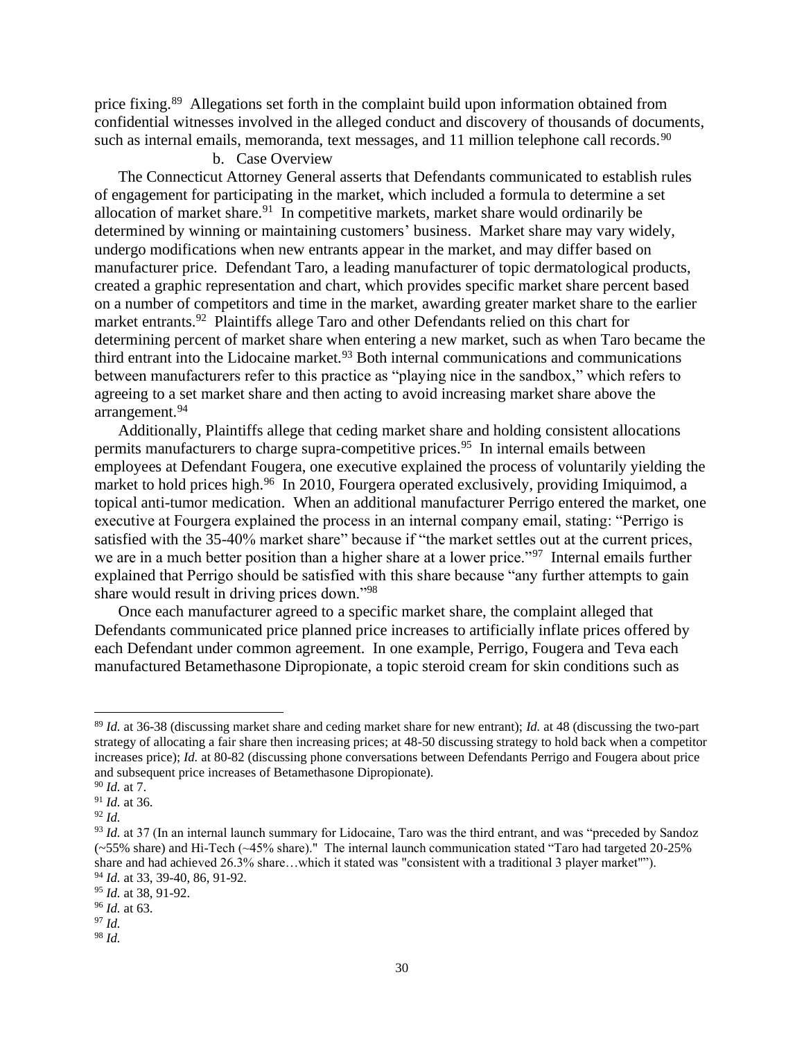price fixing.[89] Allegations set forth in the complaint build upon information obtained from confidential witnesses involved in the alleged conduct and discovery of thousands of documents, such as internal emails, memoranda, text messages, and 11 million telephone call records.[90]

b. Case Overview

The Connecticut Attorney General asserts that Defendants communicated to establish rules of engagement for participating in the market, which included a formula to determine a set allocation of market share.[91] In competitive markets, market share would ordinarily be determined by winning or maintaining customers' business. Market share may vary widely, undergo modifications when new entrants appear in the market, and may differ based on manufacturer price. Defendant Taro, a leading manufacturer of topic dermatological products, created a graphic representation and chart, which provides specific market share percent based on a number of competitors and time in the market, awarding greater market share to the earlier market entrants.[92] Plaintiffs allege Taro and other Defendants relied on this chart for determining percent of market share when entering a new market, such as when Taro became the third entrant into the Lidocaine market.[93] Both internal communications and communications between manufacturers refer to this practice as "playing nice in the sandbox," which refers to agreeing to a set market share and then acting to avoid increasing market share above the arrangement.[94]

Additionally, Plaintiffs allege that ceding market share and holding consistent allocations permits manufacturers to charge supra-competitive prices.[95] In internal emails between employees at Defendant Fougera, one executive explained the process of voluntarily yielding the market to hold prices high.[96] In 2010, Fourgera operated exclusively, providing Imiquimod, a topical anti-tumor medication. When an additional manufacturer Perrigo entered the market, one executive at Fourgera explained the process in an internal company email, stating: "Perrigo is satisfied with the 35-40% market share" because if "the market settles out at the current prices, we are in a much better position than a higher share at a lower price."[97] Internal emails further explained that Perrigo should be satisfied with this share because "any further attempts to gain share would result in driving prices down."[98]

Once each manufacturer agreed to a specific market share, the complaint alleged that Defendants communicated price planned price increases to artificially inflate prices offered by each Defendant under common agreement. In one example, Perrigo, Fougera and Teva each manufactured Betamethasone Dipropionate, a topic steroid cream for skin conditions such as

---

[89] *Id.* at 36-38 (discussing market share and ceding market share for new entrant); *Id.* at 48 (discussing the two-part strategy of allocating a fair share then increasing prices; at 48-50 discussing strategy to hold back when a competitor increases price); *Id.* at 80-82 (discussing phone conversations between Defendants Perrigo and Fougera about price and subsequent price increases of Betamethasone Dipropionate).

[90] *Id.* at 7.

[91] *Id.* at 36.

[92] *Id.*

[93] *Id.* at 37 (In an internal launch summary for Lidocaine, Taro was the third entrant, and was "preceded by Sandoz (~55% share) and Hi-Tech (~45% share)." The internal launch communication stated "Taro had targeted 20-25% share and had achieved 26.3% share…which it stated was "consistent with a traditional 3 player market"").

[94] *Id.* at 33, 39-40, 86, 91-92.

[95] *Id.* at 38, 91-92.

[96] *Id.* at 63.

[97] *Id.*

[98] *Id.*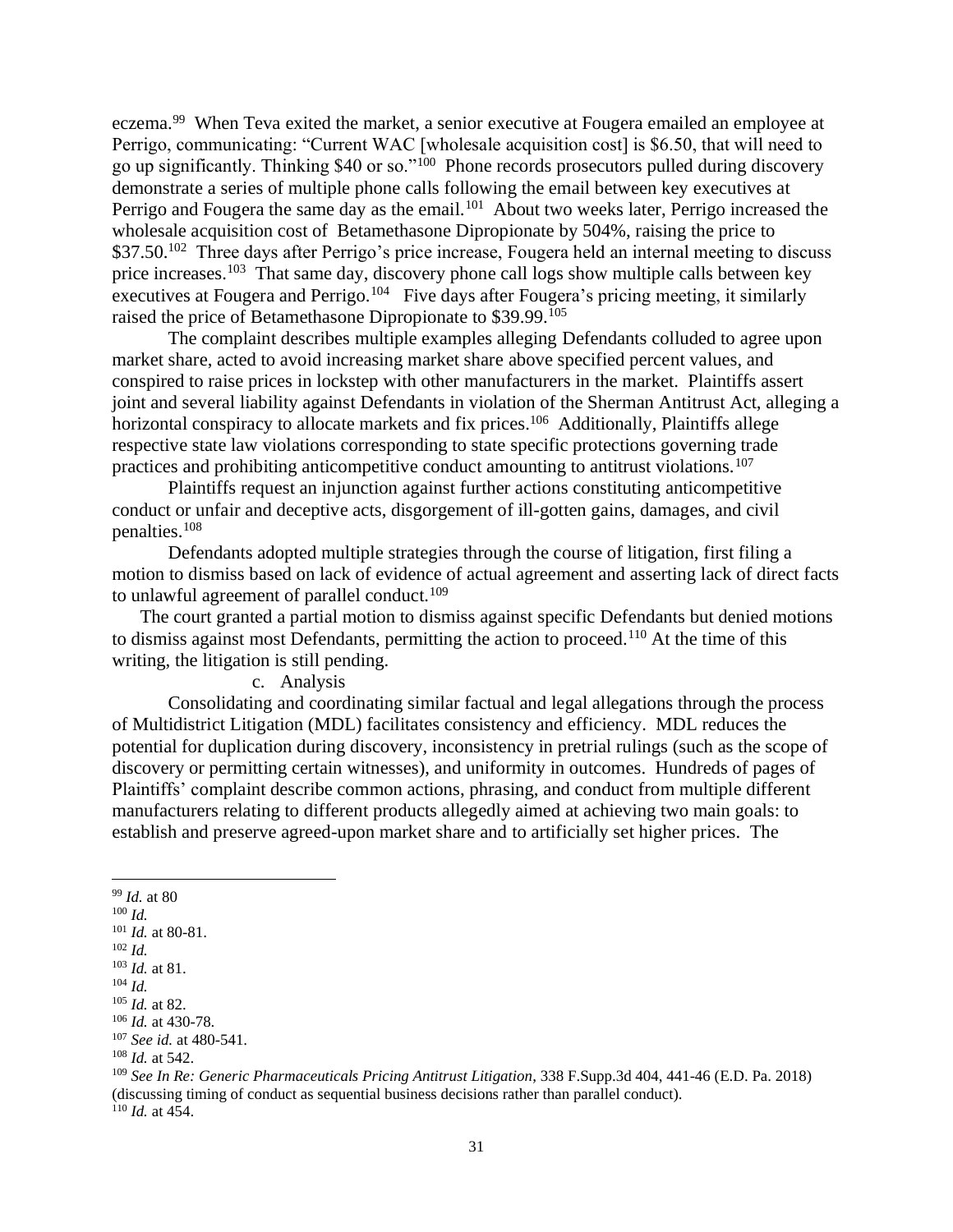eczema.[99] When Teva exited the market, a senior executive at Fougera emailed an employee at Perrigo, communicating: "Current WAC [wholesale acquisition cost] is $6.50, that will need to go up significantly. Thinking $40 or so."[100] Phone records prosecutors pulled during discovery demonstrate a series of multiple phone calls following the email between key executives at Perrigo and Fougera the same day as the email.[101] About two weeks later, Perrigo increased the wholesale acquisition cost of Betamethasone Dipropionate by 504%, raising the price to $37.50.[102] Three days after Perrigo's price increase, Fougera held an internal meeting to discuss price increases.[103] That same day, discovery phone call logs show multiple calls between key executives at Fougera and Perrigo.[104] Five days after Fougera's pricing meeting, it similarly raised the price of Betamethasone Dipropionate to $39.99.[105]

The complaint describes multiple examples alleging Defendants colluded to agree upon market share, acted to avoid increasing market share above specified percent values, and conspired to raise prices in lockstep with other manufacturers in the market. Plaintiffs assert joint and several liability against Defendants in violation of the Sherman Antitrust Act, alleging a horizontal conspiracy to allocate markets and fix prices.[106] Additionally, Plaintiffs allege respective state law violations corresponding to state specific protections governing trade practices and prohibiting anticompetitive conduct amounting to antitrust violations.[107]

Plaintiffs request an injunction against further actions constituting anticompetitive conduct or unfair and deceptive acts, disgorgement of ill-gotten gains, damages, and civil penalties.[108]

Defendants adopted multiple strategies through the course of litigation, first filing a motion to dismiss based on lack of evidence of actual agreement and asserting lack of direct facts to unlawful agreement of parallel conduct.[109]

The court granted a partial motion to dismiss against specific Defendants but denied motions to dismiss against most Defendants, permitting the action to proceed.[110] At the time of this writing, the litigation is still pending.

c. Analysis

Consolidating and coordinating similar factual and legal allegations through the process of Multidistrict Litigation (MDL) facilitates consistency and efficiency. MDL reduces the potential for duplication during discovery, inconsistency in pretrial rulings (such as the scope of discovery or permitting certain witnesses), and uniformity in outcomes. Hundreds of pages of Plaintiffs' complaint describe common actions, phrasing, and conduct from multiple different manufacturers relating to different products allegedly aimed at achieving two main goals: to establish and preserve agreed-upon market share and to artificially set higher prices. The

---

[99] *Id.* at 80

[100] *Id.*

[101] *Id.* at 80-81.

[102] *Id.*

[103] *Id.* at 81.

[104] *Id.*

[105] *Id.* at 82.

[106] *Id.* at 430-78.

[107] *See id.* at 480-541.

[108] *Id.* at 542.

[109] *See In Re: Generic Pharmaceuticals Pricing Antitrust Litigation*, 338 F.Supp.3d 404, 441-46 (E.D. Pa. 2018) (discussing timing of conduct as sequential business decisions rather than parallel conduct).

[110] *Id.* at 454.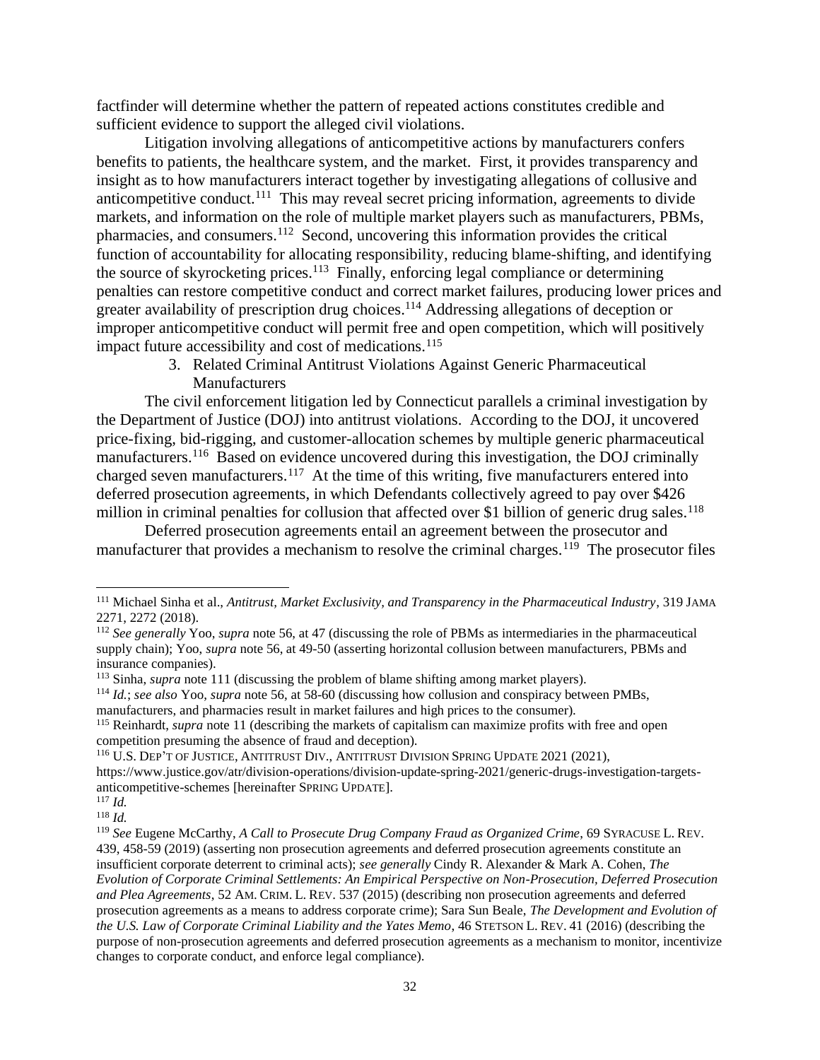factfinder will determine whether the pattern of repeated actions constitutes credible and sufficient evidence to support the alleged civil violations.

Litigation involving allegations of anticompetitive actions by manufacturers confers benefits to patients, the healthcare system, and the market. First, it provides transparency and insight as to how manufacturers interact together by investigating allegations of collusive and anticompetitive conduct.[111] This may reveal secret pricing information, agreements to divide markets, and information on the role of multiple market players such as manufacturers, PBMs, pharmacies, and consumers.[112] Second, uncovering this information provides the critical function of accountability for allocating responsibility, reducing blame-shifting, and identifying the source of skyrocketing prices.[113] Finally, enforcing legal compliance or determining penalties can restore competitive conduct and correct market failures, producing lower prices and greater availability of prescription drug choices.[114] Addressing allegations of deception or improper anticompetitive conduct will permit free and open competition, which will positively impact future accessibility and cost of medications.[115]

3. Related Criminal Antitrust Violations Against Generic Pharmaceutical Manufacturers

The civil enforcement litigation led by Connecticut parallels a criminal investigation by the Department of Justice (DOJ) into antitrust violations. According to the DOJ, it uncovered price-fixing, bid-rigging, and customer-allocation schemes by multiple generic pharmaceutical manufacturers.[116] Based on evidence uncovered during this investigation, the DOJ criminally charged seven manufacturers.[117] At the time of this writing, five manufacturers entered into deferred prosecution agreements, in which Defendants collectively agreed to pay over $426 million in criminal penalties for collusion that affected over $1 billion of generic drug sales.[118]

Deferred prosecution agreements entail an agreement between the prosecutor and manufacturer that provides a mechanism to resolve the criminal charges.[119] The prosecutor files

---

[111] Michael Sinha et al., *Antitrust, Market Exclusivity, and Transparency in the Pharmaceutical Industry*, 319 JAMA 2271, 2272 (2018).

[112] *See generally* Yoo, *supra* note 56, at 47 (discussing the role of PBMs as intermediaries in the pharmaceutical supply chain); Yoo, *supra* note 56, at 49-50 (asserting horizontal collusion between manufacturers, PBMs and insurance companies).

[113] Sinha, *supra* note 111 (discussing the problem of blame shifting among market players).

[114] *Id.*; *see also* Yoo, *supra* note 56, at 58-60 (discussing how collusion and conspiracy between PMBs, manufacturers, and pharmacies result in market failures and high prices to the consumer).

[115] Reinhardt, *supra* note 11 (describing the markets of capitalism can maximize profits with free and open competition presuming the absence of fraud and deception).

[116] U.S. DEP'T OF JUSTICE, ANTITRUST DIV., ANTITRUST DIVISION SPRING UPDATE 2021 (2021), https://www.justice.gov/atr/division-operations/division-update-spring-2021/generic-drugs-investigation-targets-anticompetitive-schemes [hereinafter SPRING UPDATE].

[117] *Id.*

[118] *Id.*

[119] *See* Eugene McCarthy, *A Call to Prosecute Drug Company Fraud as Organized Crime*, 69 SYRACUSE L. REV. 439, 458-59 (2019) (asserting non prosecution agreements and deferred prosecution agreements constitute an insufficient corporate deterrent to criminal acts); *see generally* Cindy R. Alexander & Mark A. Cohen, *The Evolution of Corporate Criminal Settlements: An Empirical Perspective on Non-Prosecution, Deferred Prosecution and Plea Agreements*, 52 AM. CRIM. L. REV. 537 (2015) (describing non prosecution agreements and deferred prosecution agreements as a means to address corporate crime); Sara Sun Beale, *The Development and Evolution of the U.S. Law of Corporate Criminal Liability and the Yates Memo*, 46 STETSON L. REV. 41 (2016) (describing the purpose of non-prosecution agreements and deferred prosecution agreements as a mechanism to monitor, incentivize changes to corporate conduct, and enforce legal compliance).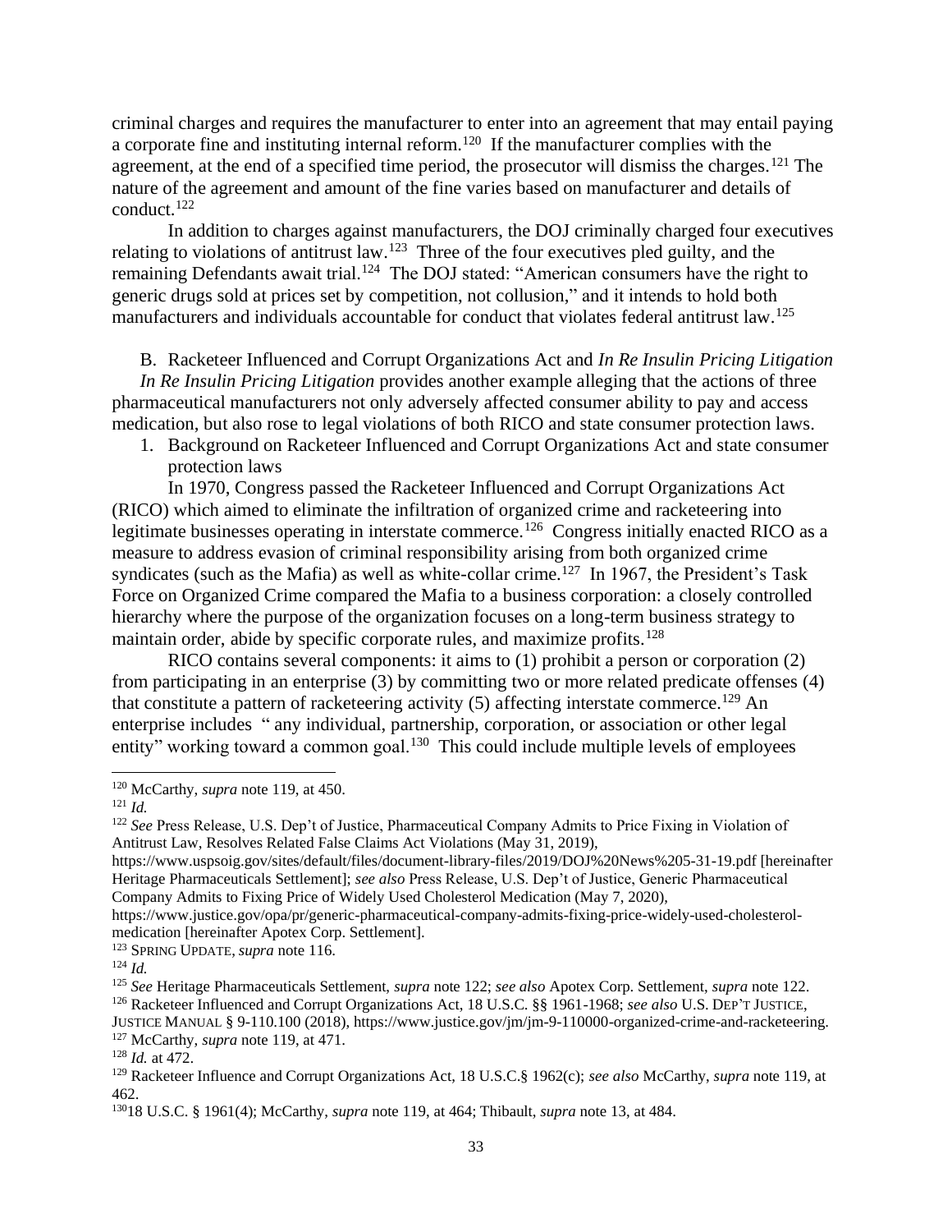criminal charges and requires the manufacturer to enter into an agreement that may entail paying a corporate fine and instituting internal reform.[120] If the manufacturer complies with the agreement, at the end of a specified time period, the prosecutor will dismiss the charges.[121] The nature of the agreement and amount of the fine varies based on manufacturer and details of conduct.[122]

In addition to charges against manufacturers, the DOJ criminally charged four executives relating to violations of antitrust law.[123] Three of the four executives pled guilty, and the remaining Defendants await trial.[124] The DOJ stated: "American consumers have the right to generic drugs sold at prices set by competition, not collusion," and it intends to hold both manufacturers and individuals accountable for conduct that violates federal antitrust law.[125]

### B. Racketeer Influenced and Corrupt Organizations Act and *In Re Insulin Pricing Litigation*

*In Re Insulin Pricing Litigation* provides another example alleging that the actions of three pharmaceutical manufacturers not only adversely affected consumer ability to pay and access medication, but also rose to legal violations of both RICO and state consumer protection laws.

#### 1. Background on Racketeer Influenced and Corrupt Organizations Act and state consumer protection laws

In 1970, Congress passed the Racketeer Influenced and Corrupt Organizations Act (RICO) which aimed to eliminate the infiltration of organized crime and racketeering into legitimate businesses operating in interstate commerce.[126] Congress initially enacted RICO as a measure to address evasion of criminal responsibility arising from both organized crime syndicates (such as the Mafia) as well as white-collar crime.[127] In 1967, the President's Task Force on Organized Crime compared the Mafia to a business corporation: a closely controlled hierarchy where the purpose of the organization focuses on a long-term business strategy to maintain order, abide by specific corporate rules, and maximize profits.[128]

RICO contains several components: it aims to (1) prohibit a person or corporation (2) from participating in an enterprise (3) by committing two or more related predicate offenses (4) that constitute a pattern of racketeering activity (5) affecting interstate commerce.[129] An enterprise includes " any individual, partnership, corporation, or association or other legal entity" working toward a common goal.[130] This could include multiple levels of employees

---

[120] McCarthy, *supra* note 119, at 450.

[121] *Id.*

[122] *See* Press Release, U.S. Dep't of Justice, Pharmaceutical Company Admits to Price Fixing in Violation of Antitrust Law, Resolves Related False Claims Act Violations (May 31, 2019), https://www.uspsoig.gov/sites/default/files/document-library-files/2019/DOJ%20News%205-31-19.pdf [hereinafter Heritage Pharmaceuticals Settlement]; *see also* Press Release, U.S. Dep't of Justice, Generic Pharmaceutical Company Admits to Fixing Price of Widely Used Cholesterol Medication (May 7, 2020), https://www.justice.gov/opa/pr/generic-pharmaceutical-company-admits-fixing-price-widely-used-cholesterol-medication [hereinafter Apotex Corp. Settlement].

[123] SPRING UPDATE, *supra* note 116.

[124] *Id.*

[125] *See* Heritage Pharmaceuticals Settlement, *supra* note 122; *see also* Apotex Corp. Settlement, *supra* note 122.

[126] Racketeer Influenced and Corrupt Organizations Act, 18 U.S.C. §§ 1961-1968; *see also* U.S. DEP'T JUSTICE, JUSTICE MANUAL § 9-110.100 (2018), https://www.justice.gov/jm/jm-9-110000-organized-crime-and-racketeering.

[127] McCarthy, *supra* note 119, at 471.

[128] *Id.* at 472.

[129] Racketeer Influence and Corrupt Organizations Act, 18 U.S.C.§ 1962(c); *see also* McCarthy, *supra* note 119, at 462.

[130] 18 U.S.C. § 1961(4); McCarthy, *supra* note 119, at 464; Thibault, *supra* note 13, at 484.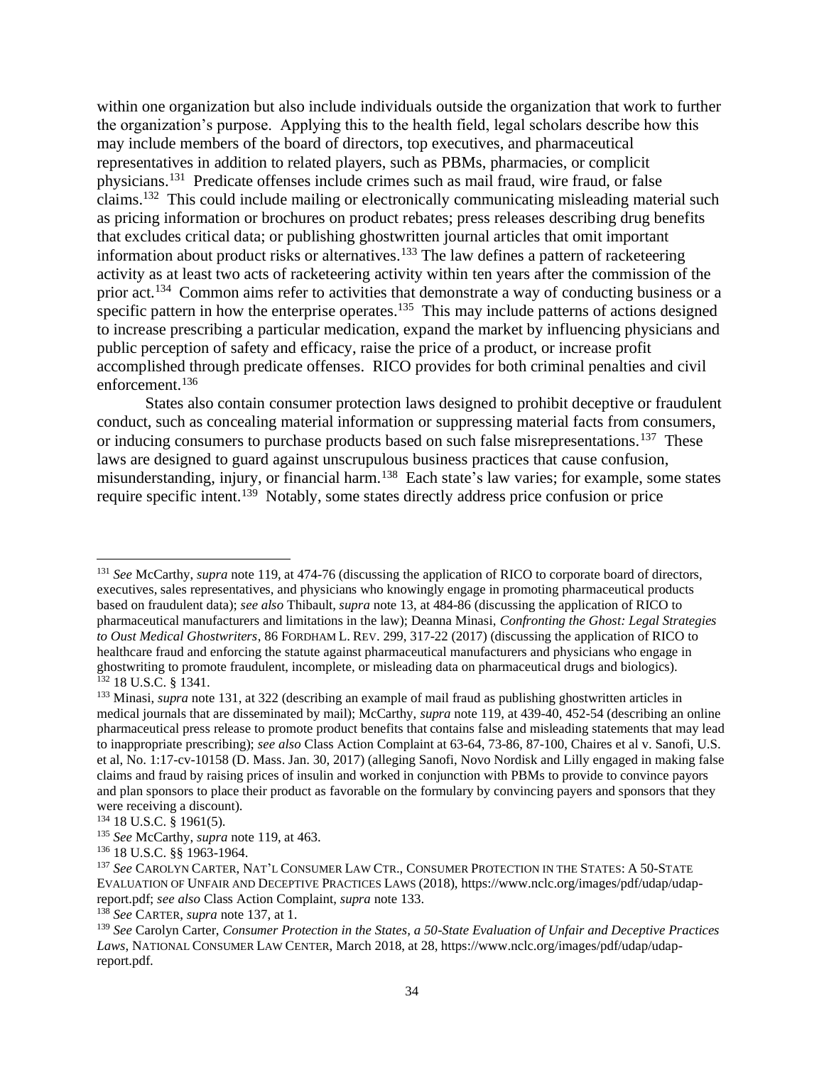within one organization but also include individuals outside the organization that work to further the organization's purpose. Applying this to the health field, legal scholars describe how this may include members of the board of directors, top executives, and pharmaceutical representatives in addition to related players, such as PBMs, pharmacies, or complicit physicians.[131] Predicate offenses include crimes such as mail fraud, wire fraud, or false claims.[132] This could include mailing or electronically communicating misleading material such as pricing information or brochures on product rebates; press releases describing drug benefits that excludes critical data; or publishing ghostwritten journal articles that omit important information about product risks or alternatives.[133] The law defines a pattern of racketeering activity as at least two acts of racketeering activity within ten years after the commission of the prior act.[134] Common aims refer to activities that demonstrate a way of conducting business or a specific pattern in how the enterprise operates.[135] This may include patterns of actions designed to increase prescribing a particular medication, expand the market by influencing physicians and public perception of safety and efficacy, raise the price of a product, or increase profit accomplished through predicate offenses. RICO provides for both criminal penalties and civil enforcement.[136]

States also contain consumer protection laws designed to prohibit deceptive or fraudulent conduct, such as concealing material information or suppressing material facts from consumers, or inducing consumers to purchase products based on such false misrepresentations.[137] These laws are designed to guard against unscrupulous business practices that cause confusion, misunderstanding, injury, or financial harm.[138] Each state's law varies; for example, some states require specific intent.[139] Notably, some states directly address price confusion or price

---

[131] *See* McCarthy, *supra* note 119, at 474-76 (discussing the application of RICO to corporate board of directors, executives, sales representatives, and physicians who knowingly engage in promoting pharmaceutical products based on fraudulent data); *see also* Thibault, *supra* note 13, at 484-86 (discussing the application of RICO to pharmaceutical manufacturers and limitations in the law); Deanna Minasi, *Confronting the Ghost: Legal Strategies to Oust Medical Ghostwriters*, 86 FORDHAM L. REV. 299, 317-22 (2017) (discussing the application of RICO to healthcare fraud and enforcing the statute against pharmaceutical manufacturers and physicians who engage in ghostwriting to promote fraudulent, incomplete, or misleading data on pharmaceutical drugs and biologics).

[132] 18 U.S.C. § 1341.

[133] Minasi, *supra* note 131, at 322 (describing an example of mail fraud as publishing ghostwritten articles in medical journals that are disseminated by mail); McCarthy, *supra* note 119, at 439-40, 452-54 (describing an online pharmaceutical press release to promote product benefits that contains false and misleading statements that may lead to inappropriate prescribing); *see also* Class Action Complaint at 63-64, 73-86, 87-100, Chaires et al v. Sanofi, U.S. et al, No. 1:17-cv-10158 (D. Mass. Jan. 30, 2017) (alleging Sanofi, Novo Nordisk and Lilly engaged in making false claims and fraud by raising prices of insulin and worked in conjunction with PBMs to provide to convince payors and plan sponsors to place their product as favorable on the formulary by convincing payers and sponsors that they were receiving a discount).

[134] 18 U.S.C. § 1961(5).

[135] *See* McCarthy, *supra* note 119, at 463.

[136] 18 U.S.C. §§ 1963-1964.

[137] *See* CAROLYN CARTER, NAT'L CONSUMER LAW CTR., CONSUMER PROTECTION IN THE STATES: A 50-STATE EVALUATION OF UNFAIR AND DECEPTIVE PRACTICES LAWS (2018), https://www.nclc.org/images/pdf/udap/udap-report.pdf; *see also* Class Action Complaint, *supra* note 133.

[138] *See* CARTER, *supra* note 137, at 1.

[139] *See* Carolyn Carter, *Consumer Protection in the States, a 50-State Evaluation of Unfair and Deceptive Practices Laws*, NATIONAL CONSUMER LAW CENTER, March 2018, at 28, https://www.nclc.org/images/pdf/udap/udap-report.pdf.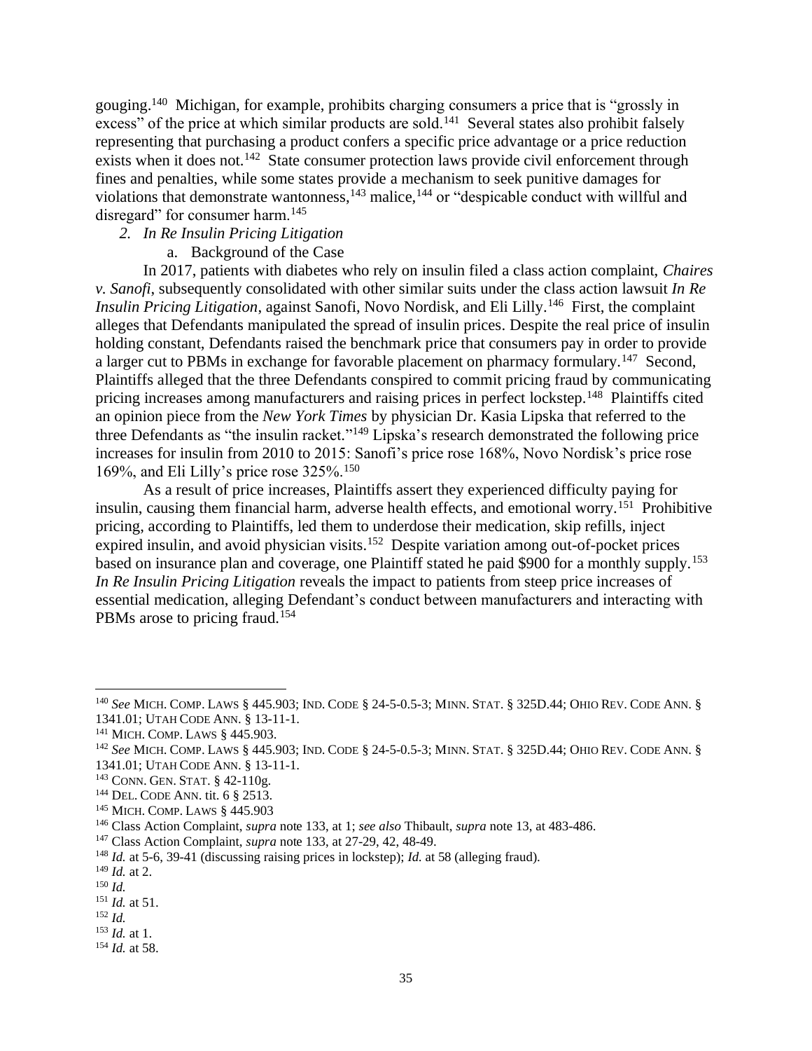gouging.[140] Michigan, for example, prohibits charging consumers a price that is "grossly in excess" of the price at which similar products are sold.[141] Several states also prohibit falsely representing that purchasing a product confers a specific price advantage or a price reduction exists when it does not.[142] State consumer protection laws provide civil enforcement through fines and penalties, while some states provide a mechanism to seek punitive damages for violations that demonstrate wantonness,[143] malice,[144] or "despicable conduct with willful and disregard" for consumer harm.[145]

### 2. *In Re Insulin Pricing Litigation*

#### a. Background of the Case

In 2017, patients with diabetes who rely on insulin filed a class action complaint, *Chaires v. Sanofi*, subsequently consolidated with other similar suits under the class action lawsuit *In Re Insulin Pricing Litigation*, against Sanofi, Novo Nordisk, and Eli Lilly.[146] First, the complaint alleges that Defendants manipulated the spread of insulin prices. Despite the real price of insulin holding constant, Defendants raised the benchmark price that consumers pay in order to provide a larger cut to PBMs in exchange for favorable placement on pharmacy formulary.[147] Second, Plaintiffs alleged that the three Defendants conspired to commit pricing fraud by communicating pricing increases among manufacturers and raising prices in perfect lockstep.[148] Plaintiffs cited an opinion piece from the *New York Times* by physician Dr. Kasia Lipska that referred to the three Defendants as "the insulin racket."[149] Lipska's research demonstrated the following price increases for insulin from 2010 to 2015: Sanofi's price rose 168%, Novo Nordisk's price rose 169%, and Eli Lilly's price rose 325%.[150]

As a result of price increases, Plaintiffs assert they experienced difficulty paying for insulin, causing them financial harm, adverse health effects, and emotional worry.[151] Prohibitive pricing, according to Plaintiffs, led them to underdose their medication, skip refills, inject expired insulin, and avoid physician visits.[152] Despite variation among out-of-pocket prices based on insurance plan and coverage, one Plaintiff stated he paid $900 for a monthly supply.[153] *In Re Insulin Pricing Litigation* reveals the impact to patients from steep price increases of essential medication, alleging Defendant's conduct between manufacturers and interacting with PBMs arose to pricing fraud.[154]

---

[140] *See* MICH. COMP. LAWS § 445.903; IND. CODE § 24-5-0.5-3; MINN. STAT. § 325D.44; OHIO REV. CODE ANN. § 1341.01; UTAH CODE ANN. § 13-11-1.

[141] MICH. COMP. LAWS § 445.903.

[142] *See* MICH. COMP. LAWS § 445.903; IND. CODE § 24-5-0.5-3; MINN. STAT. § 325D.44; OHIO REV. CODE ANN. § 1341.01; UTAH CODE ANN. § 13-11-1.

[143] CONN. GEN. STAT. § 42-110g.

[144] DEL. CODE ANN. tit. 6 § 2513.

[145] MICH. COMP. LAWS § 445.903

[146] Class Action Complaint, *supra* note 133, at 1; *see also* Thibault, *supra* note 13, at 483-486.

[147] Class Action Complaint, *supra* note 133, at 27-29, 42, 48-49.

[148] *Id.* at 5-6, 39-41 (discussing raising prices in lockstep); *Id.* at 58 (alleging fraud).

[149] *Id.* at 2.

[150] *Id.*

[151] *Id.* at 51.

[152] *Id.*

[153] *Id.* at 1.

[154] *Id.* at 58.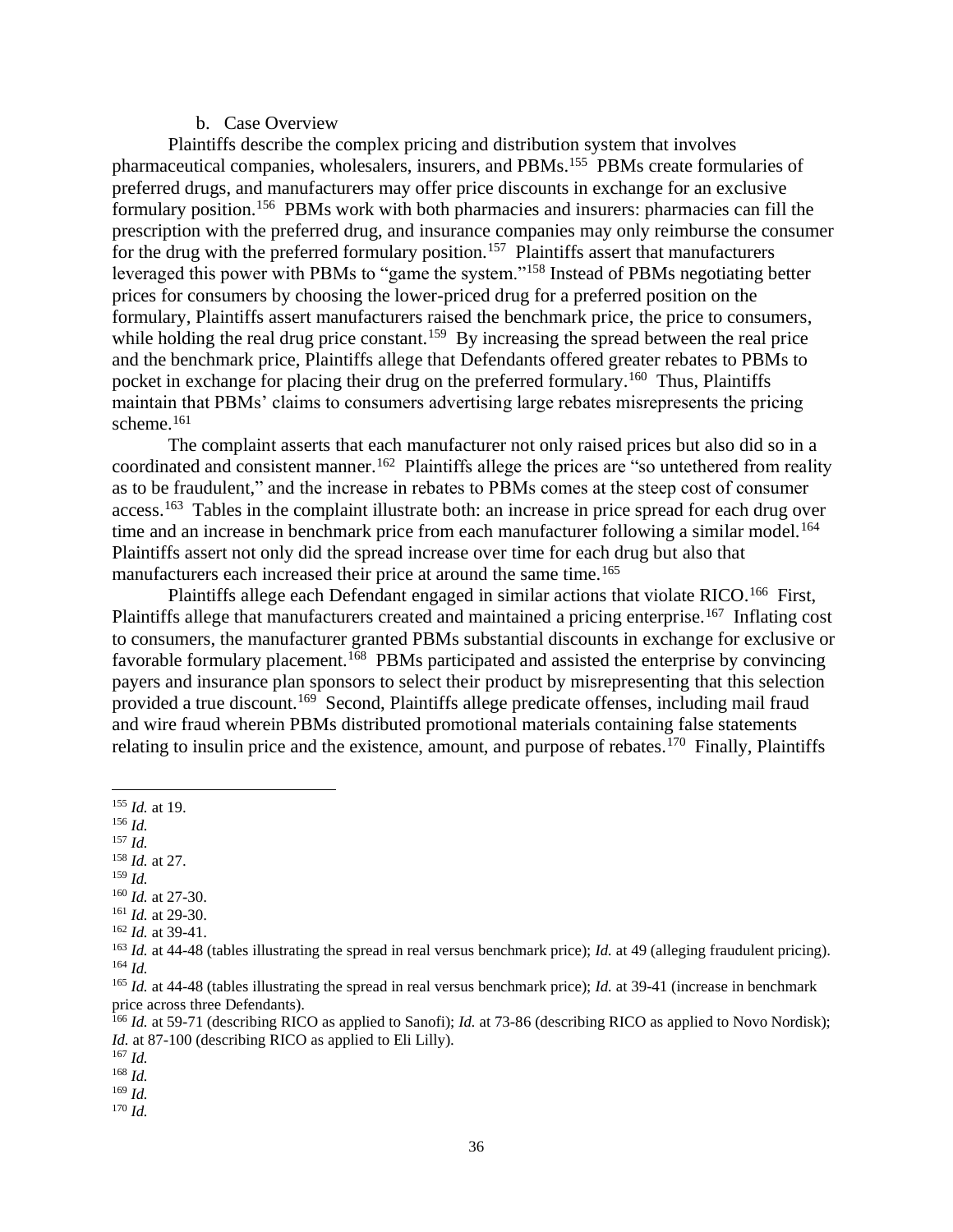b. Case Overview

Plaintiffs describe the complex pricing and distribution system that involves pharmaceutical companies, wholesalers, insurers, and PBMs.[155] PBMs create formularies of preferred drugs, and manufacturers may offer price discounts in exchange for an exclusive formulary position.[156] PBMs work with both pharmacies and insurers: pharmacies can fill the prescription with the preferred drug, and insurance companies may only reimburse the consumer for the drug with the preferred formulary position.[157] Plaintiffs assert that manufacturers leveraged this power with PBMs to "game the system."[158] Instead of PBMs negotiating better prices for consumers by choosing the lower-priced drug for a preferred position on the formulary, Plaintiffs assert manufacturers raised the benchmark price, the price to consumers, while holding the real drug price constant.[159] By increasing the spread between the real price and the benchmark price, Plaintiffs allege that Defendants offered greater rebates to PBMs to pocket in exchange for placing their drug on the preferred formulary.[160] Thus, Plaintiffs maintain that PBMs' claims to consumers advertising large rebates misrepresents the pricing scheme.[161]

The complaint asserts that each manufacturer not only raised prices but also did so in a coordinated and consistent manner.[162] Plaintiffs allege the prices are "so untethered from reality as to be fraudulent," and the increase in rebates to PBMs comes at the steep cost of consumer access.[163] Tables in the complaint illustrate both: an increase in price spread for each drug over time and an increase in benchmark price from each manufacturer following a similar model.[164] Plaintiffs assert not only did the spread increase over time for each drug but also that manufacturers each increased their price at around the same time.[165]

Plaintiffs allege each Defendant engaged in similar actions that violate RICO.[166] First, Plaintiffs allege that manufacturers created and maintained a pricing enterprise.[167] Inflating cost to consumers, the manufacturer granted PBMs substantial discounts in exchange for exclusive or favorable formulary placement.[168] PBMs participated and assisted the enterprise by convincing payers and insurance plan sponsors to select their product by misrepresenting that this selection provided a true discount.[169] Second, Plaintiffs allege predicate offenses, including mail fraud and wire fraud wherein PBMs distributed promotional materials containing false statements relating to insulin price and the existence, amount, and purpose of rebates.[170] Finally, Plaintiffs

---

[155] *Id.* at 19.
[156] *Id.*
[157] *Id.*
[158] *Id.* at 27.
[159] *Id.*
[160] *Id.* at 27-30.
[161] *Id.* at 29-30.
[162] *Id.* at 39-41.
[163] *Id.* at 44-48 (tables illustrating the spread in real versus benchmark price); *Id.* at 49 (alleging fraudulent pricing).
[164] *Id.*
[165] *Id.* at 44-48 (tables illustrating the spread in real versus benchmark price); *Id.* at 39-41 (increase in benchmark price across three Defendants).
[166] *Id.* at 59-71 (describing RICO as applied to Sanofi); *Id.* at 73-86 (describing RICO as applied to Novo Nordisk); *Id.* at 87-100 (describing RICO as applied to Eli Lilly).
[167] *Id.*
[168] *Id.*
[169] *Id.*
[170] *Id.*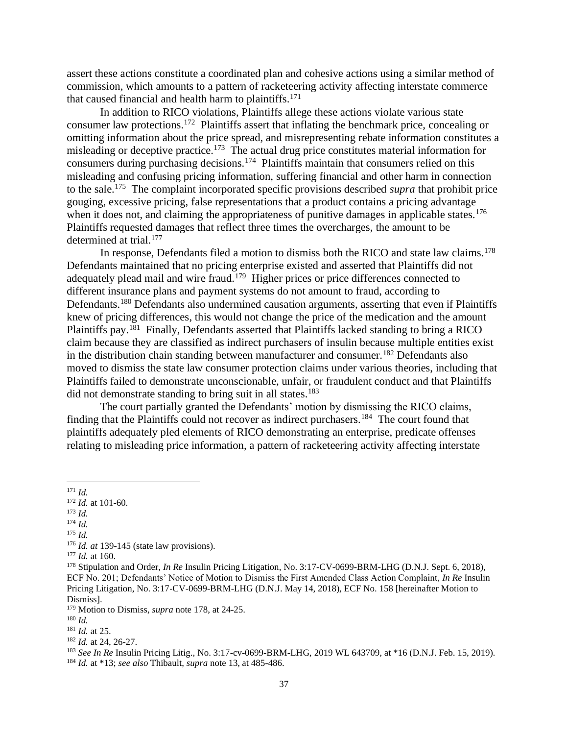assert these actions constitute a coordinated plan and cohesive actions using a similar method of commission, which amounts to a pattern of racketeering activity affecting interstate commerce that caused financial and health harm to plaintiffs.[171]

In addition to RICO violations, Plaintiffs allege these actions violate various state consumer law protections.[172] Plaintiffs assert that inflating the benchmark price, concealing or omitting information about the price spread, and misrepresenting rebate information constitutes a misleading or deceptive practice.[173] The actual drug price constitutes material information for consumers during purchasing decisions.[174] Plaintiffs maintain that consumers relied on this misleading and confusing pricing information, suffering financial and other harm in connection to the sale.[175] The complaint incorporated specific provisions described *supra* that prohibit price gouging, excessive pricing, false representations that a product contains a pricing advantage when it does not, and claiming the appropriateness of punitive damages in applicable states.[176] Plaintiffs requested damages that reflect three times the overcharges, the amount to be determined at trial.[177]

In response, Defendants filed a motion to dismiss both the RICO and state law claims.[178] Defendants maintained that no pricing enterprise existed and asserted that Plaintiffs did not adequately plead mail and wire fraud.[179] Higher prices or price differences connected to different insurance plans and payment systems do not amount to fraud, according to Defendants.[180] Defendants also undermined causation arguments, asserting that even if Plaintiffs knew of pricing differences, this would not change the price of the medication and the amount Plaintiffs pay.[181] Finally, Defendants asserted that Plaintiffs lacked standing to bring a RICO claim because they are classified as indirect purchasers of insulin because multiple entities exist in the distribution chain standing between manufacturer and consumer.[182] Defendants also moved to dismiss the state law consumer protection claims under various theories, including that Plaintiffs failed to demonstrate unconscionable, unfair, or fraudulent conduct and that Plaintiffs did not demonstrate standing to bring suit in all states.[183]

The court partially granted the Defendants' motion by dismissing the RICO claims, finding that the Plaintiffs could not recover as indirect purchasers.[184] The court found that plaintiffs adequately pled elements of RICO demonstrating an enterprise, predicate offenses relating to misleading price information, a pattern of racketeering activity affecting interstate

---

[171] *Id.*

[172] *Id.* at 101-60.

[173] *Id.*

[174] *Id.*

[175] *Id.*

[176] *Id. at* 139-145 (state law provisions).

[177] *Id.* at 160.

[178] Stipulation and Order, *In Re* Insulin Pricing Litigation, No. 3:17-CV-0699-BRM-LHG (D.N.J. Sept. 6, 2018), ECF No. 201; Defendants' Notice of Motion to Dismiss the First Amended Class Action Complaint, *In Re* Insulin Pricing Litigation, No. 3:17-CV-0699-BRM-LHG (D.N.J. May 14, 2018), ECF No. 158 [hereinafter Motion to Dismiss].

[179] Motion to Dismiss, *supra* note 178, at 24-25.

[180] *Id.*

[181] *Id.* at 25.

[182] *Id.* at 24, 26-27.

[183] *See In Re* Insulin Pricing Litig., No. 3:17-cv-0699-BRM-LHG, 2019 WL 643709, at *16 (D.N.J. Feb. 15, 2019).

[184] *Id.* at *13; *see also* Thibault, *supra* note 13, at 485-486.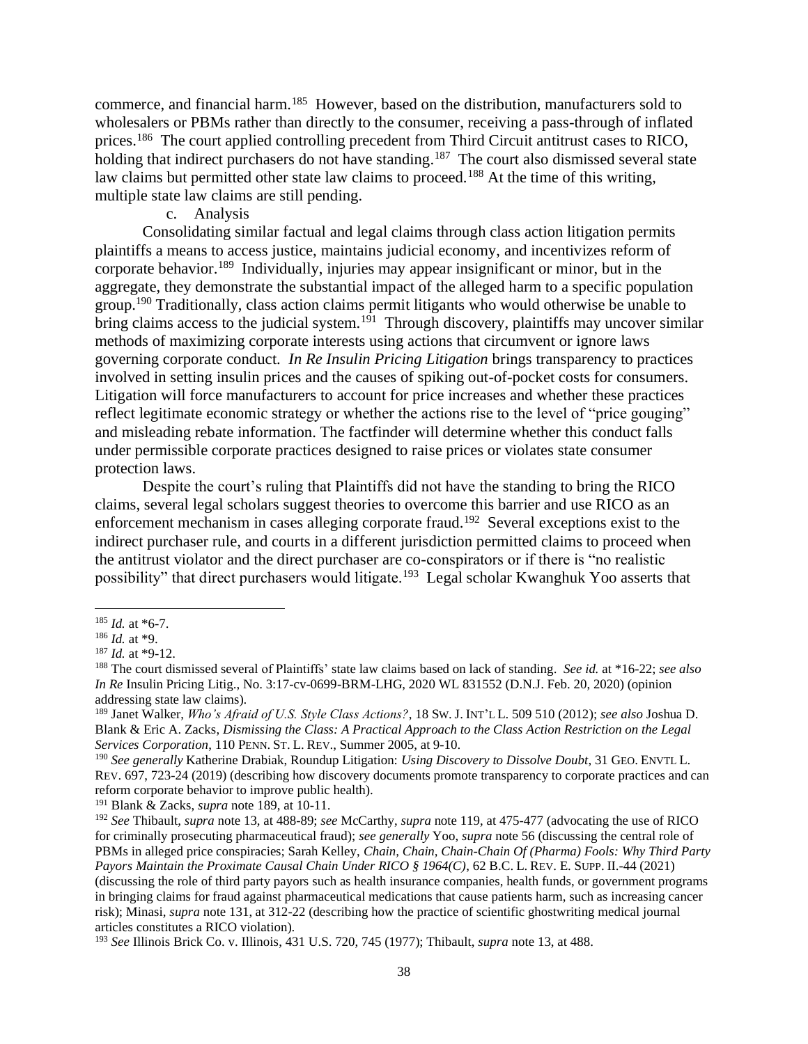commerce, and financial harm.[185] However, based on the distribution, manufacturers sold to wholesalers or PBMs rather than directly to the consumer, receiving a pass-through of inflated prices.[186] The court applied controlling precedent from Third Circuit antitrust cases to RICO, holding that indirect purchasers do not have standing.[187] The court also dismissed several state law claims but permitted other state law claims to proceed.[188] At the time of this writing, multiple state law claims are still pending.

c. Analysis

Consolidating similar factual and legal claims through class action litigation permits plaintiffs a means to access justice, maintains judicial economy, and incentivizes reform of corporate behavior.[189] Individually, injuries may appear insignificant or minor, but in the aggregate, they demonstrate the substantial impact of the alleged harm to a specific population group.[190] Traditionally, class action claims permit litigants who would otherwise be unable to bring claims access to the judicial system.[191] Through discovery, plaintiffs may uncover similar methods of maximizing corporate interests using actions that circumvent or ignore laws governing corporate conduct. *In Re Insulin Pricing Litigation* brings transparency to practices involved in setting insulin prices and the causes of spiking out-of-pocket costs for consumers. Litigation will force manufacturers to account for price increases and whether these practices reflect legitimate economic strategy or whether the actions rise to the level of "price gouging" and misleading rebate information. The factfinder will determine whether this conduct falls under permissible corporate practices designed to raise prices or violates state consumer protection laws.

Despite the court's ruling that Plaintiffs did not have the standing to bring the RICO claims, several legal scholars suggest theories to overcome this barrier and use RICO as an enforcement mechanism in cases alleging corporate fraud.[192] Several exceptions exist to the indirect purchaser rule, and courts in a different jurisdiction permitted claims to proceed when the antitrust violator and the direct purchaser are co-conspirators or if there is "no realistic possibility" that direct purchasers would litigate.[193] Legal scholar Kwanghuk Yoo asserts that

---

[185] *Id.* at *6-7.

[186] *Id.* at *9.

[187] *Id.* at *9-12.

[188] The court dismissed several of Plaintiffs' state law claims based on lack of standing. *See id.* at *16-22; *see also In Re* Insulin Pricing Litig., No. 3:17-cv-0699-BRM-LHG, 2020 WL 831552 (D.N.J. Feb. 20, 2020) (opinion addressing state law claims).

[189] Janet Walker, *Who's Afraid of U.S. Style Class Actions?*, 18 SW. J. INT'L L. 509 510 (2012); *see also* Joshua D. Blank & Eric A. Zacks, *Dismissing the Class: A Practical Approach to the Class Action Restriction on the Legal Services Corporation*, 110 PENN. ST. L. REV., Summer 2005, at 9-10.

[190] *See generally* Katherine Drabiak, Roundup Litigation: *Using Discovery to Dissolve Doubt*, 31 GEO. ENVTL L. REV. 697, 723-24 (2019) (describing how discovery documents promote transparency to corporate practices and can reform corporate behavior to improve public health).

[191] Blank & Zacks, *supra* note 189, at 10-11.

[192] *See* Thibault, *supra* note 13, at 488-89; *see* McCarthy, *supra* note 119, at 475-477 (advocating the use of RICO for criminally prosecuting pharmaceutical fraud); *see generally* Yoo, *supra* note 56 (discussing the central role of PBMs in alleged price conspiracies; Sarah Kelley, *Chain, Chain, Chain-Chain Of (Pharma) Fools: Why Third Party Payors Maintain the Proximate Causal Chain Under RICO § 1964(C)*, 62 B.C. L. REV. E. SUPP. II.-44 (2021) (discussing the role of third party payors such as health insurance companies, health funds, or government programs in bringing claims for fraud against pharmaceutical medications that cause patients harm, such as increasing cancer risk); Minasi, *supra* note 131, at 312-22 (describing how the practice of scientific ghostwriting medical journal articles constitutes a RICO violation).

[193] *See* Illinois Brick Co. v. Illinois, 431 U.S. 720, 745 (1977); Thibault, *supra* note 13, at 488.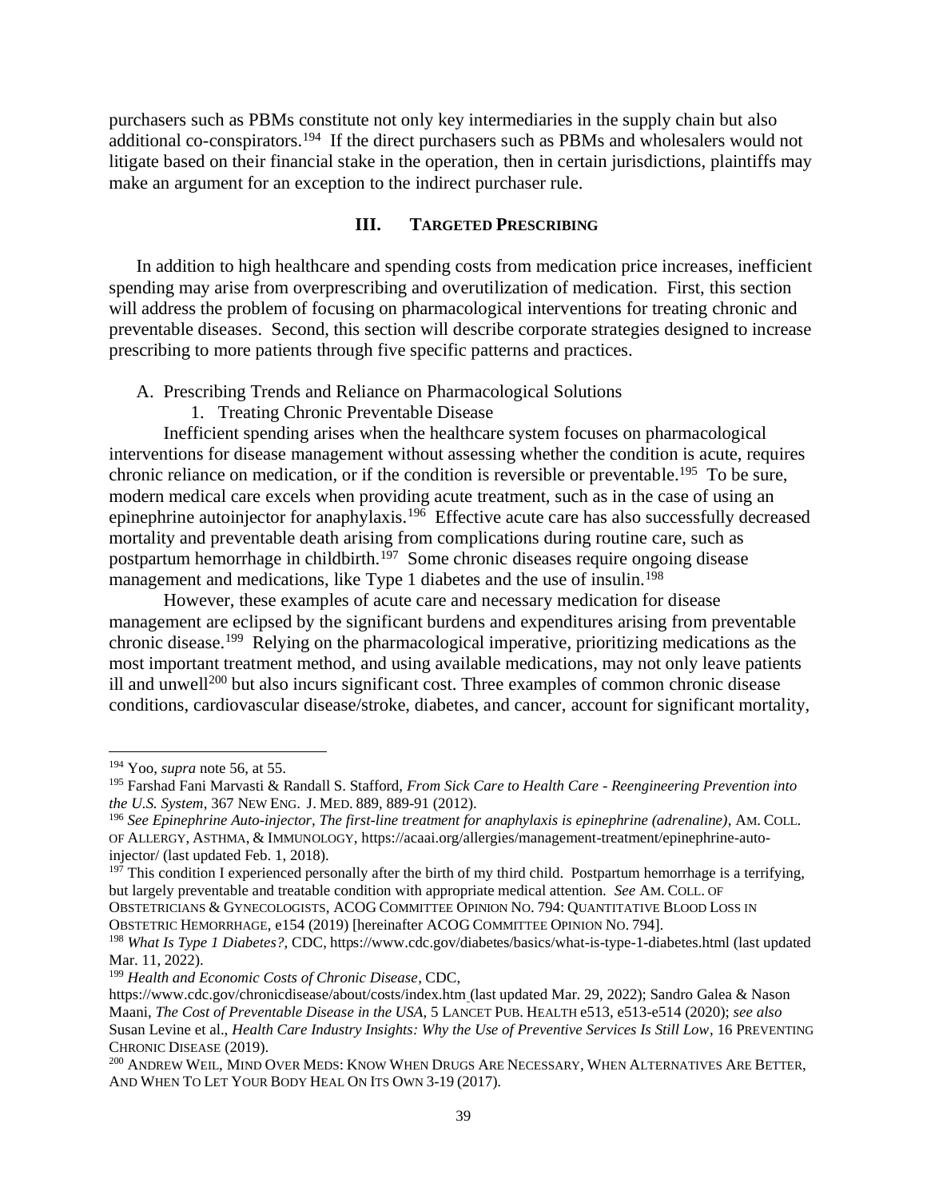purchasers such as PBMs constitute not only key intermediaries in the supply chain but also additional co-conspirators.[194] If the direct purchasers such as PBMs and wholesalers would not litigate based on their financial stake in the operation, then in certain jurisdictions, plaintiffs may make an argument for an exception to the indirect purchaser rule.

## III. TARGETED PRESCRIBING

In addition to high healthcare and spending costs from medication price increases, inefficient spending may arise from overprescribing and overutilization of medication. First, this section will address the problem of focusing on pharmacological interventions for treating chronic and preventable diseases. Second, this section will describe corporate strategies designed to increase prescribing to more patients through five specific patterns and practices.

### A. Prescribing Trends and Reliance on Pharmacological Solutions

#### 1. Treating Chronic Preventable Disease

Inefficient spending arises when the healthcare system focuses on pharmacological interventions for disease management without assessing whether the condition is acute, requires chronic reliance on medication, or if the condition is reversible or preventable.[195] To be sure, modern medical care excels when providing acute treatment, such as in the case of using an epinephrine autoinjector for anaphylaxis.[196] Effective acute care has also successfully decreased mortality and preventable death arising from complications during routine care, such as postpartum hemorrhage in childbirth.[197] Some chronic diseases require ongoing disease management and medications, like Type 1 diabetes and the use of insulin.[198]

However, these examples of acute care and necessary medication for disease management are eclipsed by the significant burdens and expenditures arising from preventable chronic disease.[199] Relying on the pharmacological imperative, prioritizing medications as the most important treatment method, and using available medications, may not only leave patients ill and unwell[200] but also incurs significant cost. Three examples of common chronic disease conditions, cardiovascular disease/stroke, diabetes, and cancer, account for significant mortality,

---

[194] Yoo, *supra* note 56, at 55.

[195] Farshad Fani Marvasti & Randall S. Stafford, *From Sick Care to Health Care - Reengineering Prevention into the U.S. System*, 367 NEW ENG. J. MED. 889, 889-91 (2012).

[196] *See Epinephrine Auto-injector, The first-line treatment for anaphylaxis is epinephrine (adrenaline)*, AM. COLL. OF ALLERGY, ASTHMA, & IMMUNOLOGY, https://acaai.org/allergies/management-treatment/epinephrine-auto-injector/ (last updated Feb. 1, 2018).

[197] This condition I experienced personally after the birth of my third child. Postpartum hemorrhage is a terrifying, but largely preventable and treatable condition with appropriate medical attention. *See* AM. COLL. OF OBSTETRICIANS & GYNECOLOGISTS, ACOG COMMITTEE OPINION NO. 794: QUANTITATIVE BLOOD LOSS IN OBSTETRIC HEMORRHAGE, e154 (2019) [hereinafter ACOG COMMITTEE OPINION NO. 794].

[198] *What Is Type 1 Diabetes?*, CDC, https://www.cdc.gov/diabetes/basics/what-is-type-1-diabetes.html (last updated Mar. 11, 2022).

[199] *Health and Economic Costs of Chronic Disease*, CDC, https://www.cdc.gov/chronicdisease/about/costs/index.htm (last updated Mar. 29, 2022); Sandro Galea & Nason Maani, *The Cost of Preventable Disease in the USA*, 5 LANCET PUB. HEALTH e513, e513-e514 (2020); *see also* Susan Levine et al., *Health Care Industry Insights: Why the Use of Preventive Services Is Still Low*, 16 PREVENTING CHRONIC DISEASE (2019).

[200] ANDREW WEIL, MIND OVER MEDS: KNOW WHEN DRUGS ARE NECESSARY, WHEN ALTERNATIVES ARE BETTER, AND WHEN TO LET YOUR BODY HEAL ON ITS OWN 3-19 (2017).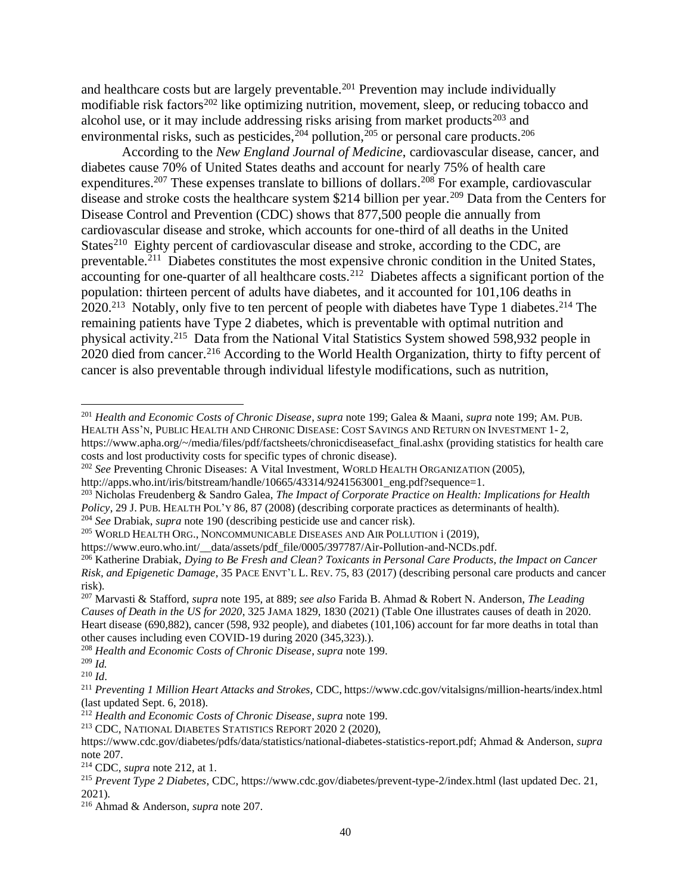and healthcare costs but are largely preventable.[201] Prevention may include individually modifiable risk factors[202] like optimizing nutrition, movement, sleep, or reducing tobacco and alcohol use, or it may include addressing risks arising from market products[203] and environmental risks, such as pesticides,[204] pollution,[205] or personal care products.[206]

According to the *New England Journal of Medicine*, cardiovascular disease, cancer, and diabetes cause 70% of United States deaths and account for nearly 75% of health care expenditures.[207] These expenses translate to billions of dollars.[208] For example, cardiovascular disease and stroke costs the healthcare system $214 billion per year.[209] Data from the Centers for Disease Control and Prevention (CDC) shows that 877,500 people die annually from cardiovascular disease and stroke, which accounts for one-third of all deaths in the United States[210] Eighty percent of cardiovascular disease and stroke, according to the CDC, are preventable.[211] Diabetes constitutes the most expensive chronic condition in the United States, accounting for one-quarter of all healthcare costs.[212] Diabetes affects a significant portion of the population: thirteen percent of adults have diabetes, and it accounted for 101,106 deaths in 2020.[213] Notably, only five to ten percent of people with diabetes have Type 1 diabetes.[214] The remaining patients have Type 2 diabetes, which is preventable with optimal nutrition and physical activity.[215] Data from the National Vital Statistics System showed 598,932 people in 2020 died from cancer.[216] According to the World Health Organization, thirty to fifty percent of cancer is also preventable through individual lifestyle modifications, such as nutrition,

---

[201] *Health and Economic Costs of Chronic Disease*, *supra* note 199; Galea & Maani, *supra* note 199; AM. PUB. HEALTH ASS'N, PUBLIC HEALTH AND CHRONIC DISEASE: COST SAVINGS AND RETURN ON INVESTMENT 1- 2, https://www.apha.org/~/media/files/pdf/factsheets/chronicdiseasefact_final.ashx (providing statistics for health care costs and lost productivity costs for specific types of chronic disease).

[202] *See* Preventing Chronic Diseases: A Vital Investment, WORLD HEALTH ORGANIZATION (2005), http://apps.who.int/iris/bitstream/handle/10665/43314/9241563001_eng.pdf?sequence=1.

[203] Nicholas Freudenberg & Sandro Galea, *The Impact of Corporate Practice on Health: Implications for Health Policy*, 29 J. PUB. HEALTH POL'Y 86, 87 (2008) (describing corporate practices as determinants of health).

[204] *See* Drabiak, *supra* note 190 (describing pesticide use and cancer risk).

[205] WORLD HEALTH ORG., NONCOMMUNICABLE DISEASES AND AIR POLLUTION i (2019), https://www.euro.who.int/__data/assets/pdf_file/0005/397787/Air-Pollution-and-NCDs.pdf.

[206] Katherine Drabiak, *Dying to Be Fresh and Clean? Toxicants in Personal Care Products, the Impact on Cancer Risk, and Epigenetic Damage*, 35 PACE ENVT'L L. REV. 75, 83 (2017) (describing personal care products and cancer risk).

[207] Marvasti & Stafford, *supra* note 195, at 889; *see also* Farida B. Ahmad & Robert N. Anderson, *The Leading Causes of Death in the US for 2020*, 325 JAMA 1829, 1830 (2021) (Table One illustrates causes of death in 2020. Heart disease (690,882), cancer (598, 932 people), and diabetes (101,106) account for far more deaths in total than other causes including even COVID-19 during 2020 (345,323).).

[208] *Health and Economic Costs of Chronic Disease*, *supra* note 199.

[209] *Id.*

[210] *Id*.

[211] *Preventing 1 Million Heart Attacks and Strokes,* CDC, https://www.cdc.gov/vitalsigns/million-hearts/index.html (last updated Sept. 6, 2018).

[212] *Health and Economic Costs of Chronic Disease*, *supra* note 199.

[213] CDC, NATIONAL DIABETES STATISTICS REPORT 2020 2 (2020), https://www.cdc.gov/diabetes/pdfs/data/statistics/national-diabetes-statistics-report.pdf; Ahmad & Anderson, *supra* note 207.

[214] CDC, *supra* note 212, at 1.

[215] *Prevent Type 2 Diabetes*, CDC, https://www.cdc.gov/diabetes/prevent-type-2/index.html (last updated Dec. 21, 2021).

[216] Ahmad & Anderson, *supra* note 207.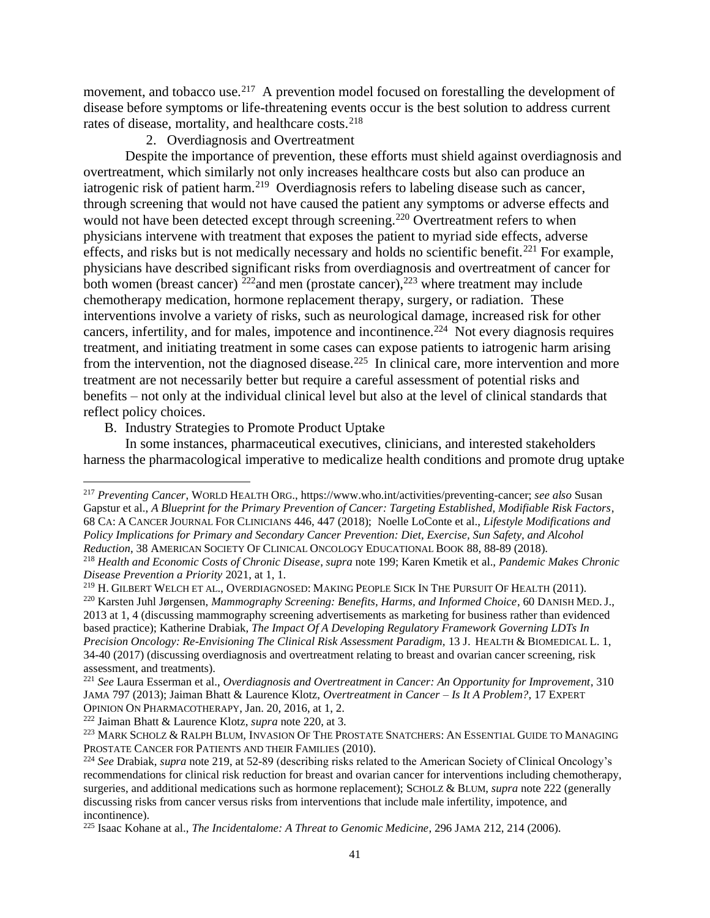movement, and tobacco use.[217] A prevention model focused on forestalling the development of disease before symptoms or life-threatening events occur is the best solution to address current rates of disease, mortality, and healthcare costs.[218]

2. Overdiagnosis and Overtreatment

Despite the importance of prevention, these efforts must shield against overdiagnosis and overtreatment, which similarly not only increases healthcare costs but also can produce an iatrogenic risk of patient harm.[219] Overdiagnosis refers to labeling disease such as cancer, through screening that would not have caused the patient any symptoms or adverse effects and would not have been detected except through screening.[220] Overtreatment refers to when physicians intervene with treatment that exposes the patient to myriad side effects, adverse effects, and risks but is not medically necessary and holds no scientific benefit.[221] For example, physicians have described significant risks from overdiagnosis and overtreatment of cancer for both women (breast cancer) [222]and men (prostate cancer),[223] where treatment may include chemotherapy medication, hormone replacement therapy, surgery, or radiation. These interventions involve a variety of risks, such as neurological damage, increased risk for other cancers, infertility, and for males, impotence and incontinence.[224] Not every diagnosis requires treatment, and initiating treatment in some cases can expose patients to iatrogenic harm arising from the intervention, not the diagnosed disease.[225] In clinical care, more intervention and more treatment are not necessarily better but require a careful assessment of potential risks and benefits – not only at the individual clinical level but also at the level of clinical standards that reflect policy choices.

B. Industry Strategies to Promote Product Uptake

In some instances, pharmaceutical executives, clinicians, and interested stakeholders harness the pharmacological imperative to medicalize health conditions and promote drug uptake

---

[217] *Preventing Cancer*, WORLD HEALTH ORG., https://www.who.int/activities/preventing-cancer; *see also* Susan Gapstur et al., *A Blueprint for the Primary Prevention of Cancer: Targeting Established, Modifiable Risk Factors*, 68 CA: A CANCER JOURNAL FOR CLINICIANS 446, 447 (2018); Noelle LoConte et al., *Lifestyle Modifications and Policy Implications for Primary and Secondary Cancer Prevention: Diet, Exercise, Sun Safety, and Alcohol Reduction*, 38 AMERICAN SOCIETY OF CLINICAL ONCOLOGY EDUCATIONAL BOOK 88, 88-89 (2018).

[218] *Health and Economic Costs of Chronic Disease*, *supra* note 199; Karen Kmetik et al., *Pandemic Makes Chronic Disease Prevention a Priority* 2021, at 1, 1.

[219] H. GILBERT WELCH ET AL., OVERDIAGNOSED: MAKING PEOPLE SICK IN THE PURSUIT OF HEALTH (2011).

[220] Karsten Juhl Jørgensen, *Mammography Screening: Benefits, Harms, and Informed Choice*, 60 DANISH MED. J., 2013 at 1, 4 (discussing mammography screening advertisements as marketing for business rather than evidenced based practice); Katherine Drabiak, *The Impact Of A Developing Regulatory Framework Governing LDTs In Precision Oncology: Re-Envisioning The Clinical Risk Assessment Paradigm*, 13 J. HEALTH & BIOMEDICAL L. 1, 34-40 (2017) (discussing overdiagnosis and overtreatment relating to breast and ovarian cancer screening, risk assessment, and treatments).

[221] *See* Laura Esserman et al., *Overdiagnosis and Overtreatment in Cancer: An Opportunity for Improvement*, 310 JAMA 797 (2013); Jaiman Bhatt & Laurence Klotz, *Overtreatment in Cancer – Is It A Problem?*, 17 EXPERT OPINION ON PHARMACOTHERAPY, Jan. 20, 2016, at 1, 2.

[222] Jaiman Bhatt & Laurence Klotz, *supra* note 220, at 3.

[223] MARK SCHOLZ & RALPH BLUM, INVASION OF THE PROSTATE SNATCHERS: AN ESSENTIAL GUIDE TO MANAGING PROSTATE CANCER FOR PATIENTS AND THEIR FAMILIES (2010).

[224] *See* Drabiak, *supra* note 219, at 52-89 (describing risks related to the American Society of Clinical Oncology's recommendations for clinical risk reduction for breast and ovarian cancer for interventions including chemotherapy, surgeries, and additional medications such as hormone replacement); SCHOLZ & BLUM, *supra* note 222 (generally discussing risks from cancer versus risks from interventions that include male infertility, impotence, and incontinence).

[225] Isaac Kohane at al., *The Incidentalome: A Threat to Genomic Medicine*, 296 JAMA 212, 214 (2006).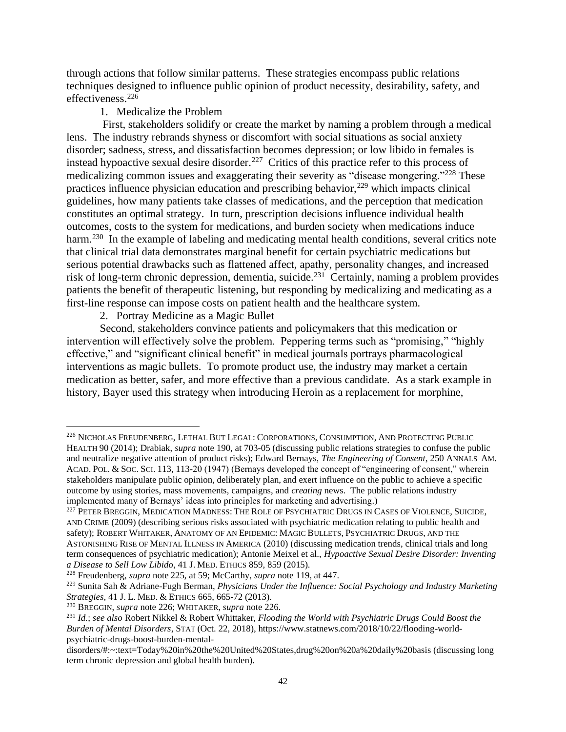through actions that follow similar patterns. These strategies encompass public relations techniques designed to influence public opinion of product necessity, desirability, safety, and effectiveness.[226]

1. Medicalize the Problem

First, stakeholders solidify or create the market by naming a problem through a medical lens. The industry rebrands shyness or discomfort with social situations as social anxiety disorder; sadness, stress, and dissatisfaction becomes depression; or low libido in females is instead hypoactive sexual desire disorder.[227] Critics of this practice refer to this process of medicalizing common issues and exaggerating their severity as "disease mongering."[228] These practices influence physician education and prescribing behavior,[229] which impacts clinical guidelines, how many patients take classes of medications, and the perception that medication constitutes an optimal strategy. In turn, prescription decisions influence individual health outcomes, costs to the system for medications, and burden society when medications induce harm.[230] In the example of labeling and medicating mental health conditions, several critics note that clinical trial data demonstrates marginal benefit for certain psychiatric medications but serious potential drawbacks such as flattened affect, apathy, personality changes, and increased risk of long-term chronic depression, dementia, suicide.[231] Certainly, naming a problem provides patients the benefit of therapeutic listening, but responding by medicalizing and medicating as a first-line response can impose costs on patient health and the healthcare system.

2. Portray Medicine as a Magic Bullet

Second, stakeholders convince patients and policymakers that this medication or intervention will effectively solve the problem. Peppering terms such as "promising," "highly effective," and "significant clinical benefit" in medical journals portrays pharmacological interventions as magic bullets. To promote product use, the industry may market a certain medication as better, safer, and more effective than a previous candidate. As a stark example in history, Bayer used this strategy when introducing Heroin as a replacement for morphine,

---

[226] NICHOLAS FREUDENBERG, LETHAL BUT LEGAL: CORPORATIONS, CONSUMPTION, AND PROTECTING PUBLIC HEALTH 90 (2014); Drabiak, *supra* note 190, at 703-05 (discussing public relations strategies to confuse the public and neutralize negative attention of product risks); Edward Bernays, *The Engineering of Consent*, 250 ANNALS AM. ACAD. POL. & SOC. SCI. 113, 113-20 (1947) (Bernays developed the concept of "engineering of consent," wherein stakeholders manipulate public opinion, deliberately plan, and exert influence on the public to achieve a specific outcome by using stories, mass movements, campaigns, and *creating* news. The public relations industry implemented many of Bernays' ideas into principles for marketing and advertising.)

[227] PETER BREGGIN, MEDICATION MADNESS: THE ROLE OF PSYCHIATRIC DRUGS IN CASES OF VIOLENCE, SUICIDE, AND CRIME (2009) (describing serious risks associated with psychiatric medication relating to public health and safety); ROBERT WHITAKER, ANATOMY OF AN EPIDEMIC: MAGIC BULLETS, PSYCHIATRIC DRUGS, AND THE ASTONISHING RISE OF MENTAL ILLNESS IN AMERICA (2010) (discussing medication trends, clinical trials and long term consequences of psychiatric medication); Antonie Meixel et al., *Hypoactive Sexual Desire Disorder: Inventing a Disease to Sell Low Libido*, 41 J. MED. ETHICS 859, 859 (2015).

[228] Freudenberg, *supra* note 225, at 59; McCarthy, *supra* note 119, at 447.

[229] Sunita Sah & Adriane-Fugh Berman, *Physicians Under the Influence: Social Psychology and Industry Marketing Strategies*, 41 J. L. MED. & ETHICS 665, 665-72 (2013).

[230] BREGGIN, *supra* note 226; WHITAKER, *supra* note 226.

[231] *Id.*; *see also* Robert Nikkel & Robert Whittaker, *Flooding the World with Psychiatric Drugs Could Boost the Burden of Mental Disorders*, STAT (Oct. 22, 2018), https://www.statnews.com/2018/10/22/flooding-world-psychiatric-drugs-boost-burden-mental-disorders/#:~:text=Today%20in%20the%20United%20States,drug%20on%20a%20daily%20basis (discussing long term chronic depression and global health burden).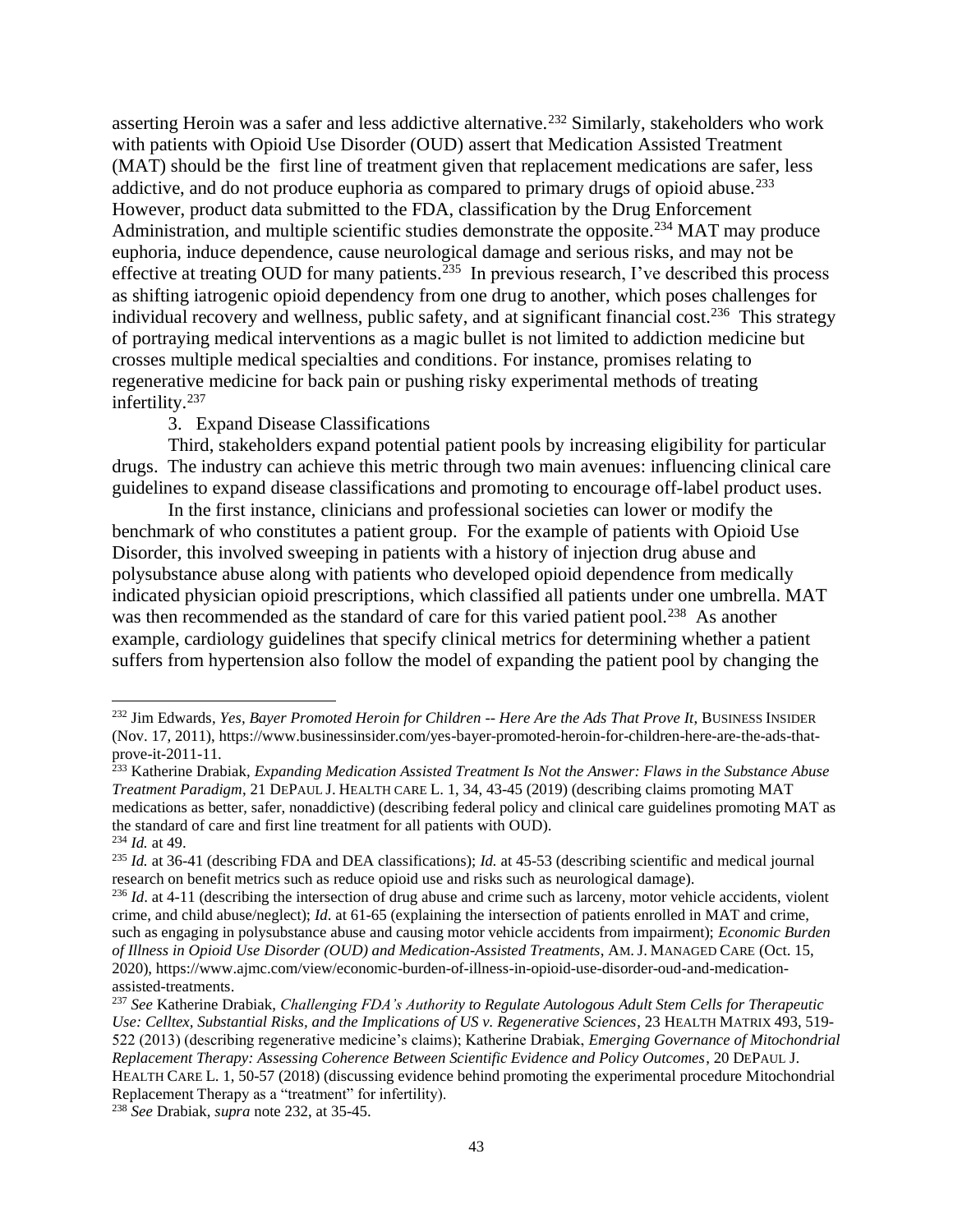asserting Heroin was a safer and less addictive alternative.[232] Similarly, stakeholders who work with patients with Opioid Use Disorder (OUD) assert that Medication Assisted Treatment (MAT) should be the first line of treatment given that replacement medications are safer, less addictive, and do not produce euphoria as compared to primary drugs of opioid abuse.[233] However, product data submitted to the FDA, classification by the Drug Enforcement Administration, and multiple scientific studies demonstrate the opposite.[234] MAT may produce euphoria, induce dependence, cause neurological damage and serious risks, and may not be effective at treating OUD for many patients.[235] In previous research, I've described this process as shifting iatrogenic opioid dependency from one drug to another, which poses challenges for individual recovery and wellness, public safety, and at significant financial cost.[236] This strategy of portraying medical interventions as a magic bullet is not limited to addiction medicine but crosses multiple medical specialties and conditions. For instance, promises relating to regenerative medicine for back pain or pushing risky experimental methods of treating infertility.[237]

3. Expand Disease Classifications

Third, stakeholders expand potential patient pools by increasing eligibility for particular drugs. The industry can achieve this metric through two main avenues: influencing clinical care guidelines to expand disease classifications and promoting to encourage off-label product uses.

In the first instance, clinicians and professional societies can lower or modify the benchmark of who constitutes a patient group. For the example of patients with Opioid Use Disorder, this involved sweeping in patients with a history of injection drug abuse and polysubstance abuse along with patients who developed opioid dependence from medically indicated physician opioid prescriptions, which classified all patients under one umbrella. MAT was then recommended as the standard of care for this varied patient pool.[238] As another example, cardiology guidelines that specify clinical metrics for determining whether a patient suffers from hypertension also follow the model of expanding the patient pool by changing the

---

[232] Jim Edwards, *Yes, Bayer Promoted Heroin for Children -- Here Are the Ads That Prove It*, BUSINESS INSIDER (Nov. 17, 2011), https://www.businessinsider.com/yes-bayer-promoted-heroin-for-children-here-are-the-ads-that-prove-it-2011-11.

[233] Katherine Drabiak, *Expanding Medication Assisted Treatment Is Not the Answer: Flaws in the Substance Abuse Treatment Paradigm*, 21 DEPAUL J. HEALTH CARE L. 1, 34, 43-45 (2019) (describing claims promoting MAT medications as better, safer, nonaddictive) (describing federal policy and clinical care guidelines promoting MAT as the standard of care and first line treatment for all patients with OUD).

[234] *Id.* at 49.

[235] *Id.* at 36-41 (describing FDA and DEA classifications); *Id.* at 45-53 (describing scientific and medical journal research on benefit metrics such as reduce opioid use and risks such as neurological damage).

[236] *Id*. at 4-11 (describing the intersection of drug abuse and crime such as larceny, motor vehicle accidents, violent crime, and child abuse/neglect); *Id*. at 61-65 (explaining the intersection of patients enrolled in MAT and crime, such as engaging in polysubstance abuse and causing motor vehicle accidents from impairment); *Economic Burden of Illness in Opioid Use Disorder (OUD) and Medication-Assisted Treatments*, AM. J. MANAGED CARE (Oct. 15, 2020), https://www.ajmc.com/view/economic-burden-of-illness-in-opioid-use-disorder-oud-and-medication-assisted-treatments.

[237] *See* Katherine Drabiak, *Challenging FDA's Authority to Regulate Autologous Adult Stem Cells for Therapeutic Use: Celltex, Substantial Risks, and the Implications of US v. Regenerative Sciences*, 23 HEALTH MATRIX 493, 519-522 (2013) (describing regenerative medicine's claims); Katherine Drabiak, *Emerging Governance of Mitochondrial Replacement Therapy: Assessing Coherence Between Scientific Evidence and Policy Outcomes*, 20 DEPAUL J. HEALTH CARE L. 1, 50-57 (2018) (discussing evidence behind promoting the experimental procedure Mitochondrial Replacement Therapy as a "treatment" for infertility).

[238] *See* Drabiak, *supra* note 232, at 35-45.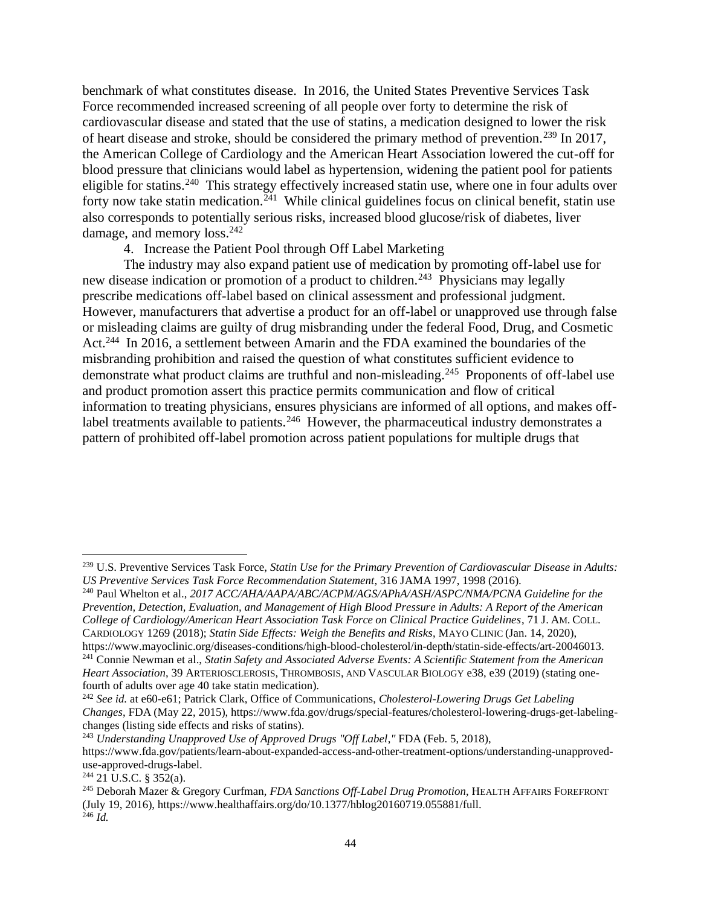benchmark of what constitutes disease. In 2016, the United States Preventive Services Task Force recommended increased screening of all people over forty to determine the risk of cardiovascular disease and stated that the use of statins, a medication designed to lower the risk of heart disease and stroke, should be considered the primary method of prevention.[239] In 2017, the American College of Cardiology and the American Heart Association lowered the cut-off for blood pressure that clinicians would label as hypertension, widening the patient pool for patients eligible for statins.[240] This strategy effectively increased statin use, where one in four adults over forty now take statin medication.[241] While clinical guidelines focus on clinical benefit, statin use also corresponds to potentially serious risks, increased blood glucose/risk of diabetes, liver damage, and memory loss.[242]

4. Increase the Patient Pool through Off Label Marketing

The industry may also expand patient use of medication by promoting off-label use for new disease indication or promotion of a product to children.[243] Physicians may legally prescribe medications off-label based on clinical assessment and professional judgment. However, manufacturers that advertise a product for an off-label or unapproved use through false or misleading claims are guilty of drug misbranding under the federal Food, Drug, and Cosmetic Act.[244] In 2016, a settlement between Amarin and the FDA examined the boundaries of the misbranding prohibition and raised the question of what constitutes sufficient evidence to demonstrate what product claims are truthful and non-misleading.[245] Proponents of off-label use and product promotion assert this practice permits communication and flow of critical information to treating physicians, ensures physicians are informed of all options, and makes off-label treatments available to patients.[246] However, the pharmaceutical industry demonstrates a pattern of prohibited off-label promotion across patient populations for multiple drugs that

---

[239] U.S. Preventive Services Task Force, *Statin Use for the Primary Prevention of Cardiovascular Disease in Adults: US Preventive Services Task Force Recommendation Statement*, 316 JAMA 1997, 1998 (2016).

[240] Paul Whelton et al., *2017 ACC/AHA/AAPA/ABC/ACPM/AGS/APhA/ASH/ASPC/NMA/PCNA Guideline for the Prevention, Detection, Evaluation, and Management of High Blood Pressure in Adults: A Report of the American College of Cardiology/American Heart Association Task Force on Clinical Practice Guidelines*, 71 J. AM. COLL. CARDIOLOGY 1269 (2018); *Statin Side Effects: Weigh the Benefits and Risks*, MAYO CLINIC (Jan. 14, 2020), https://www.mayoclinic.org/diseases-conditions/high-blood-cholesterol/in-depth/statin-side-effects/art-20046013.

[241] Connie Newman et al., *Statin Safety and Associated Adverse Events: A Scientific Statement from the American Heart Association*, 39 ARTERIOSCLEROSIS, THROMBOSIS, AND VASCULAR BIOLOGY e38, e39 (2019) (stating one-fourth of adults over age 40 take statin medication).

[242] *See id.* at e60-e61; Patrick Clark, Office of Communications, *Cholesterol-Lowering Drugs Get Labeling Changes*, FDA (May 22, 2015), https://www.fda.gov/drugs/special-features/cholesterol-lowering-drugs-get-labeling-changes (listing side effects and risks of statins).

[243] *Understanding Unapproved Use of Approved Drugs "Off Label*,*"* FDA (Feb. 5, 2018), https://www.fda.gov/patients/learn-about-expanded-access-and-other-treatment-options/understanding-unapproved-use-approved-drugs-label.

[244] 21 U.S.C. § 352(a).

[245] Deborah Mazer & Gregory Curfman, *FDA Sanctions Off-Label Drug Promotion*, HEALTH AFFAIRS FOREFRONT (July 19, 2016), https://www.healthaffairs.org/do/10.1377/hblog20160719.055881/full.

[246] *Id.*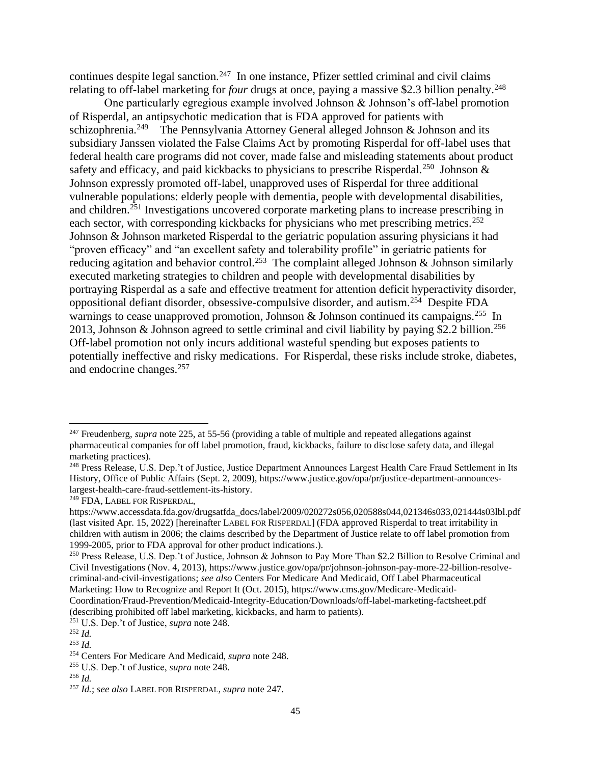continues despite legal sanction.[247] In one instance, Pfizer settled criminal and civil claims relating to off-label marketing for *four* drugs at once, paying a massive $2.3 billion penalty.[248]

One particularly egregious example involved Johnson & Johnson's off-label promotion of Risperdal, an antipsychotic medication that is FDA approved for patients with schizophrenia.[249] The Pennsylvania Attorney General alleged Johnson & Johnson and its subsidiary Janssen violated the False Claims Act by promoting Risperdal for off-label uses that federal health care programs did not cover, made false and misleading statements about product safety and efficacy, and paid kickbacks to physicians to prescribe Risperdal.[250] Johnson & Johnson expressly promoted off-label, unapproved uses of Risperdal for three additional vulnerable populations: elderly people with dementia, people with developmental disabilities, and children.[251] Investigations uncovered corporate marketing plans to increase prescribing in each sector, with corresponding kickbacks for physicians who met prescribing metrics.[252] Johnson & Johnson marketed Risperdal to the geriatric population assuring physicians it had "proven efficacy" and "an excellent safety and tolerability profile" in geriatric patients for reducing agitation and behavior control.[253] The complaint alleged Johnson & Johnson similarly executed marketing strategies to children and people with developmental disabilities by portraying Risperdal as a safe and effective treatment for attention deficit hyperactivity disorder, oppositional defiant disorder, obsessive-compulsive disorder, and autism.[254] Despite FDA warnings to cease unapproved promotion, Johnson & Johnson continued its campaigns.[255] In 2013, Johnson & Johnson agreed to settle criminal and civil liability by paying $2.2 billion.[256] Off-label promotion not only incurs additional wasteful spending but exposes patients to potentially ineffective and risky medications. For Risperdal, these risks include stroke, diabetes, and endocrine changes.[257]

---

[247] Freudenberg, *supra* note 225, at 55-56 (providing a table of multiple and repeated allegations against pharmaceutical companies for off label promotion, fraud, kickbacks, failure to disclose safety data, and illegal marketing practices).

[248] Press Release, U.S. Dep.'t of Justice, Justice Department Announces Largest Health Care Fraud Settlement in Its History, Office of Public Affairs (Sept. 2, 2009), https://www.justice.gov/opa/pr/justice-department-announces-largest-health-care-fraud-settlement-its-history.

[249] FDA, LABEL FOR RISPERDAL, https://www.accessdata.fda.gov/drugsatfda_docs/label/2009/020272s056,020588s044,021346s033,021444s03lbl.pdf (last visited Apr. 15, 2022) [hereinafter LABEL FOR RISPERDAL] (FDA approved Risperdal to treat irritability in children with autism in 2006; the claims described by the Department of Justice relate to off label promotion from 1999-2005, prior to FDA approval for other product indications.).

[250] Press Release, U.S. Dep.'t of Justice, Johnson & Johnson to Pay More Than $2.2 Billion to Resolve Criminal and Civil Investigations (Nov. 4, 2013), https://www.justice.gov/opa/pr/johnson-johnson-pay-more-22-billion-resolve-criminal-and-civil-investigations; *see also* Centers For Medicare And Medicaid, Off Label Pharmaceutical Marketing: How to Recognize and Report It (Oct. 2015), https://www.cms.gov/Medicare-Medicaid-Coordination/Fraud-Prevention/Medicaid-Integrity-Education/Downloads/off-label-marketing-factsheet.pdf (describing prohibited off label marketing, kickbacks, and harm to patients).

[251] U.S. Dep.'t of Justice, *supra* note 248.

[252] *Id.*

[253] *Id.*

[254] Centers For Medicare And Medicaid, *supra* note 248.

[255] U.S. Dep.'t of Justice, *supra* note 248.

[256] *Id.*

[257] *Id.*; *see also* LABEL FOR RISPERDAL, *supra* note 247.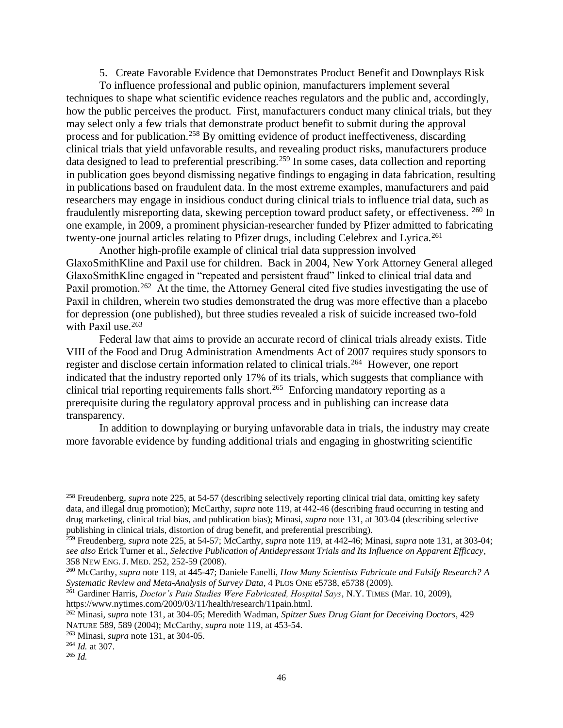5. Create Favorable Evidence that Demonstrates Product Benefit and Downplays Risk

To influence professional and public opinion, manufacturers implement several techniques to shape what scientific evidence reaches regulators and the public and, accordingly, how the public perceives the product. First, manufacturers conduct many clinical trials, but they may select only a few trials that demonstrate product benefit to submit during the approval process and for publication.[258] By omitting evidence of product ineffectiveness, discarding clinical trials that yield unfavorable results, and revealing product risks, manufacturers produce data designed to lead to preferential prescribing.[259] In some cases, data collection and reporting in publication goes beyond dismissing negative findings to engaging in data fabrication, resulting in publications based on fraudulent data. In the most extreme examples, manufacturers and paid researchers may engage in insidious conduct during clinical trials to influence trial data, such as fraudulently misreporting data, skewing perception toward product safety, or effectiveness. [260] In one example, in 2009, a prominent physician-researcher funded by Pfizer admitted to fabricating twenty-one journal articles relating to Pfizer drugs, including Celebrex and Lyrica.[261]

Another high-profile example of clinical trial data suppression involved GlaxoSmithKline and Paxil use for children. Back in 2004, New York Attorney General alleged GlaxoSmithKline engaged in "repeated and persistent fraud" linked to clinical trial data and Paxil promotion.[262] At the time, the Attorney General cited five studies investigating the use of Paxil in children, wherein two studies demonstrated the drug was more effective than a placebo for depression (one published), but three studies revealed a risk of suicide increased two-fold with Paxil use.[263]

Federal law that aims to provide an accurate record of clinical trials already exists. Title VIII of the Food and Drug Administration Amendments Act of 2007 requires study sponsors to register and disclose certain information related to clinical trials.[264] However, one report indicated that the industry reported only 17% of its trials, which suggests that compliance with clinical trial reporting requirements falls short.[265] Enforcing mandatory reporting as a prerequisite during the regulatory approval process and in publishing can increase data transparency.

In addition to downplaying or burying unfavorable data in trials, the industry may create more favorable evidence by funding additional trials and engaging in ghostwriting scientific

---

[258] Freudenberg, *supra* note 225, at 54-57 (describing selectively reporting clinical trial data, omitting key safety data, and illegal drug promotion); McCarthy, *supra* note 119, at 442-46 (describing fraud occurring in testing and drug marketing, clinical trial bias, and publication bias); Minasi, *supra* note 131, at 303-04 (describing selective publishing in clinical trials, distortion of drug benefit, and preferential prescribing).

[259] Freudenberg, *supra* note 225, at 54-57; McCarthy, *supra* note 119, at 442-46; Minasi, *supra* note 131, at 303-04; *see also* Erick Turner et al., *Selective Publication of Antidepressant Trials and Its Influence on Apparent Efficacy*, 358 NEW ENG. J. MED. 252, 252-59 (2008).

[260] McCarthy, *supra* note 119, at 445-47; Daniele Fanelli, *How Many Scientists Fabricate and Falsify Research? A Systematic Review and Meta-Analysis of Survey Data*, 4 PLOS ONE e5738, e5738 (2009).

[261] Gardiner Harris, *Doctor's Pain Studies Were Fabricated, Hospital Says*, N.Y. TIMES (Mar. 10, 2009), https://www.nytimes.com/2009/03/11/health/research/11pain.html.

[262] Minasi, *supra* note 131, at 304-05; Meredith Wadman, *Spitzer Sues Drug Giant for Deceiving Doctors*, 429 NATURE 589, 589 (2004); McCarthy, *supra* note 119, at 453-54.

[263] Minasi, *supra* note 131, at 304-05.

[264] *Id.* at 307.

[265] *Id.*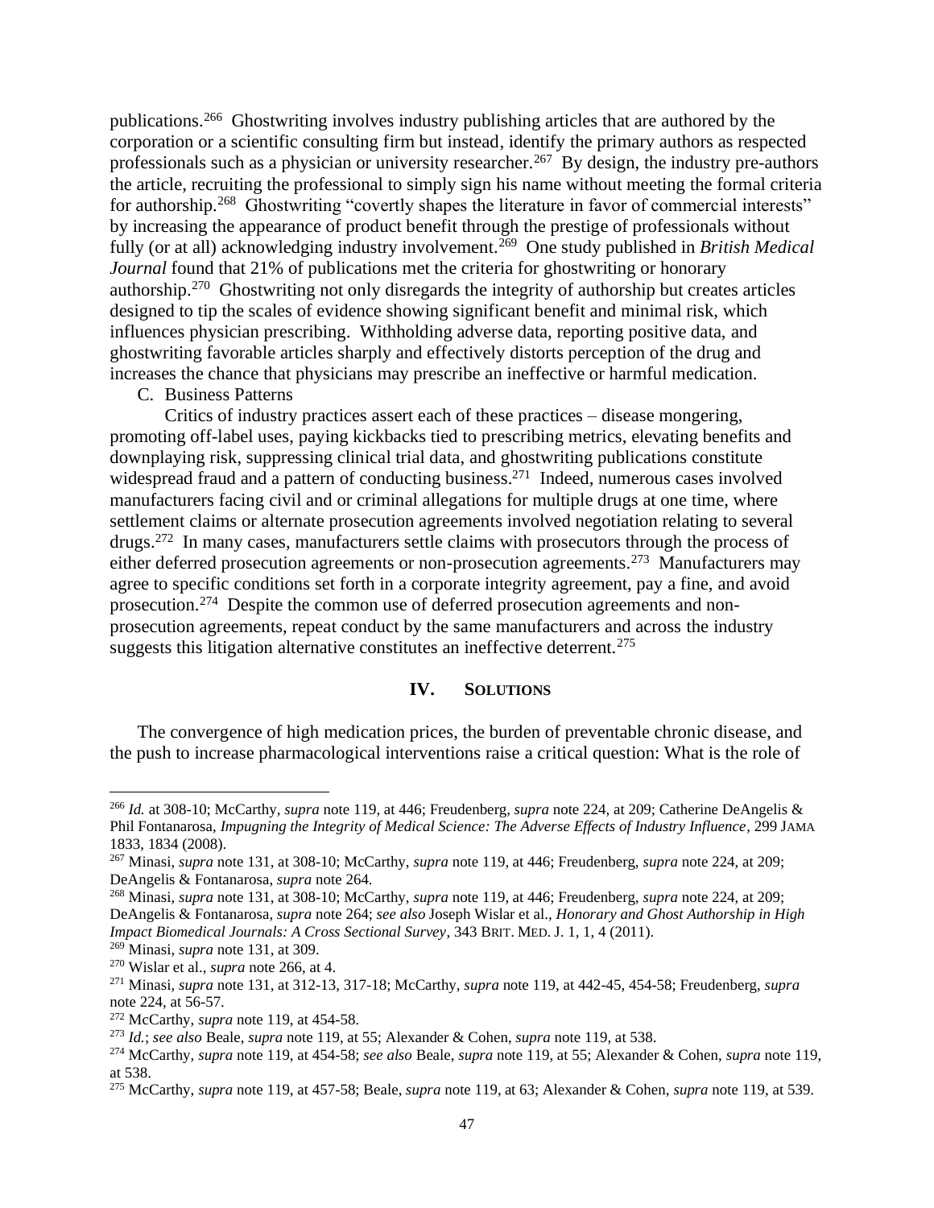publications.[266] Ghostwriting involves industry publishing articles that are authored by the corporation or a scientific consulting firm but instead, identify the primary authors as respected professionals such as a physician or university researcher.[267] By design, the industry pre-authors the article, recruiting the professional to simply sign his name without meeting the formal criteria for authorship.[268] Ghostwriting "covertly shapes the literature in favor of commercial interests" by increasing the appearance of product benefit through the prestige of professionals without fully (or at all) acknowledging industry involvement.[269] One study published in *British Medical Journal* found that 21% of publications met the criteria for ghostwriting or honorary authorship.[270] Ghostwriting not only disregards the integrity of authorship but creates articles designed to tip the scales of evidence showing significant benefit and minimal risk, which influences physician prescribing. Withholding adverse data, reporting positive data, and ghostwriting favorable articles sharply and effectively distorts perception of the drug and increases the chance that physicians may prescribe an ineffective or harmful medication.

C. Business Patterns

Critics of industry practices assert each of these practices – disease mongering, promoting off-label uses, paying kickbacks tied to prescribing metrics, elevating benefits and downplaying risk, suppressing clinical trial data, and ghostwriting publications constitute widespread fraud and a pattern of conducting business.[271] Indeed, numerous cases involved manufacturers facing civil and or criminal allegations for multiple drugs at one time, where settlement claims or alternate prosecution agreements involved negotiation relating to several drugs.[272] In many cases, manufacturers settle claims with prosecutors through the process of either deferred prosecution agreements or non-prosecution agreements.[273] Manufacturers may agree to specific conditions set forth in a corporate integrity agreement, pay a fine, and avoid prosecution.[274] Despite the common use of deferred prosecution agreements and non-prosecution agreements, repeat conduct by the same manufacturers and across the industry suggests this litigation alternative constitutes an ineffective deterrent.[275]

## IV. SOLUTIONS

The convergence of high medication prices, the burden of preventable chronic disease, and the push to increase pharmacological interventions raise a critical question: What is the role of

---

[266] *Id.* at 308-10; McCarthy, *supra* note 119, at 446; Freudenberg, *supra* note 224, at 209; Catherine DeAngelis & Phil Fontanarosa, *Impugning the Integrity of Medical Science: The Adverse Effects of Industry Influence*, 299 JAMA 1833, 1834 (2008).

[267] Minasi, *supra* note 131, at 308-10; McCarthy, *supra* note 119, at 446; Freudenberg, *supra* note 224, at 209; DeAngelis & Fontanarosa, *supra* note 264.

[268] Minasi, *supra* note 131, at 308-10; McCarthy, *supra* note 119, at 446; Freudenberg, *supra* note 224, at 209; DeAngelis & Fontanarosa, *supra* note 264; *see also* Joseph Wislar et al., *Honorary and Ghost Authorship in High Impact Biomedical Journals: A Cross Sectional Survey*, 343 BRIT. MED. J. 1, 1, 4 (2011).

[269] Minasi, *supra* note 131, at 309.

[270] Wislar et al., *supra* note 266, at 4.

[271] Minasi, *supra* note 131, at 312-13, 317-18; McCarthy, *supra* note 119, at 442-45, 454-58; Freudenberg, *supra* note 224, at 56-57.

[272] McCarthy, *supra* note 119, at 454-58.

[273] *Id.*; *see also* Beale, *supra* note 119, at 55; Alexander & Cohen, *supra* note 119, at 538.

[274] McCarthy, *supra* note 119, at 454-58; *see also* Beale, *supra* note 119, at 55; Alexander & Cohen, *supra* note 119, at 538.

[275] McCarthy, *supra* note 119, at 457-58; Beale, *supra* note 119, at 63; Alexander & Cohen, *supra* note 119, at 539.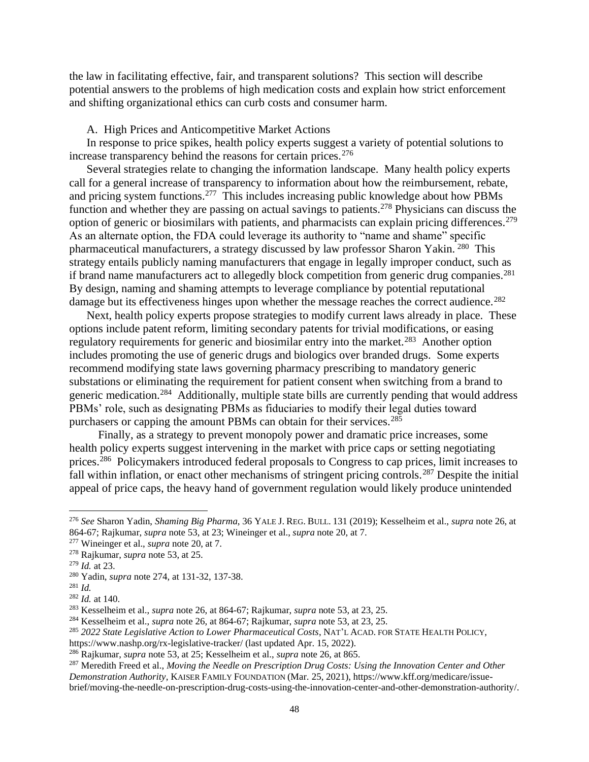the law in facilitating effective, fair, and transparent solutions? This section will describe potential answers to the problems of high medication costs and explain how strict enforcement and shifting organizational ethics can curb costs and consumer harm.

A. High Prices and Anticompetitive Market Actions

In response to price spikes, health policy experts suggest a variety of potential solutions to increase transparency behind the reasons for certain prices.[276]

Several strategies relate to changing the information landscape. Many health policy experts call for a general increase of transparency to information about how the reimbursement, rebate, and pricing system functions.[277] This includes increasing public knowledge about how PBMs function and whether they are passing on actual savings to patients.[278] Physicians can discuss the option of generic or biosimilars with patients, and pharmacists can explain pricing differences.[279] As an alternate option, the FDA could leverage its authority to "name and shame" specific pharmaceutical manufacturers, a strategy discussed by law professor Sharon Yakin.[280] This strategy entails publicly naming manufacturers that engage in legally improper conduct, such as if brand name manufacturers act to allegedly block competition from generic drug companies.[281] By design, naming and shaming attempts to leverage compliance by potential reputational damage but its effectiveness hinges upon whether the message reaches the correct audience.[282]

Next, health policy experts propose strategies to modify current laws already in place. These options include patent reform, limiting secondary patents for trivial modifications, or easing regulatory requirements for generic and biosimilar entry into the market.[283] Another option includes promoting the use of generic drugs and biologics over branded drugs. Some experts recommend modifying state laws governing pharmacy prescribing to mandatory generic substations or eliminating the requirement for patient consent when switching from a brand to generic medication.[284] Additionally, multiple state bills are currently pending that would address PBMs' role, such as designating PBMs as fiduciaries to modify their legal duties toward purchasers or capping the amount PBMs can obtain for their services.[285]

Finally, as a strategy to prevent monopoly power and dramatic price increases, some health policy experts suggest intervening in the market with price caps or setting negotiating prices.[286] Policymakers introduced federal proposals to Congress to cap prices, limit increases to fall within inflation, or enact other mechanisms of stringent pricing controls.[287] Despite the initial appeal of price caps, the heavy hand of government regulation would likely produce unintended

---

[276] *See* Sharon Yadin, *Shaming Big Pharma*, 36 YALE J. REG. BULL. 131 (2019); Kesselheim et al., *supra* note 26, at 864-67; Rajkumar, *supra* note 53, at 23; Wineinger et al., *supra* note 20, at 7.

[277] Wineinger et al., *supra* note 20, at 7.

[278] Rajkumar, *supra* note 53, at 25.

[279] *Id.* at 23.

[280] Yadin, *supra* note 274, at 131-32, 137-38.

[281] *Id.*

[282] *Id.* at 140.

[283] Kesselheim et al., *supra* note 26, at 864-67; Rajkumar, *supra* note 53, at 23, 25.

[284] Kesselheim et al., *supra* note 26, at 864-67; Rajkumar, *supra* note 53, at 23, 25.

[285] *2022 State Legislative Action to Lower Pharmaceutical Costs*, NAT'L ACAD. FOR STATE HEALTH POLICY, https://www.nashp.org/rx-legislative-tracker/ (last updated Apr. 15, 2022).

[286] Rajkumar, *supra* note 53, at 25; Kesselheim et al., *supra* note 26, at 865.

[287] Meredith Freed et al., *Moving the Needle on Prescription Drug Costs: Using the Innovation Center and Other Demonstration Authority*, KAISER FAMILY FOUNDATION (Mar. 25, 2021), https://www.kff.org/medicare/issue-brief/moving-the-needle-on-prescription-drug-costs-using-the-innovation-center-and-other-demonstration-authority/.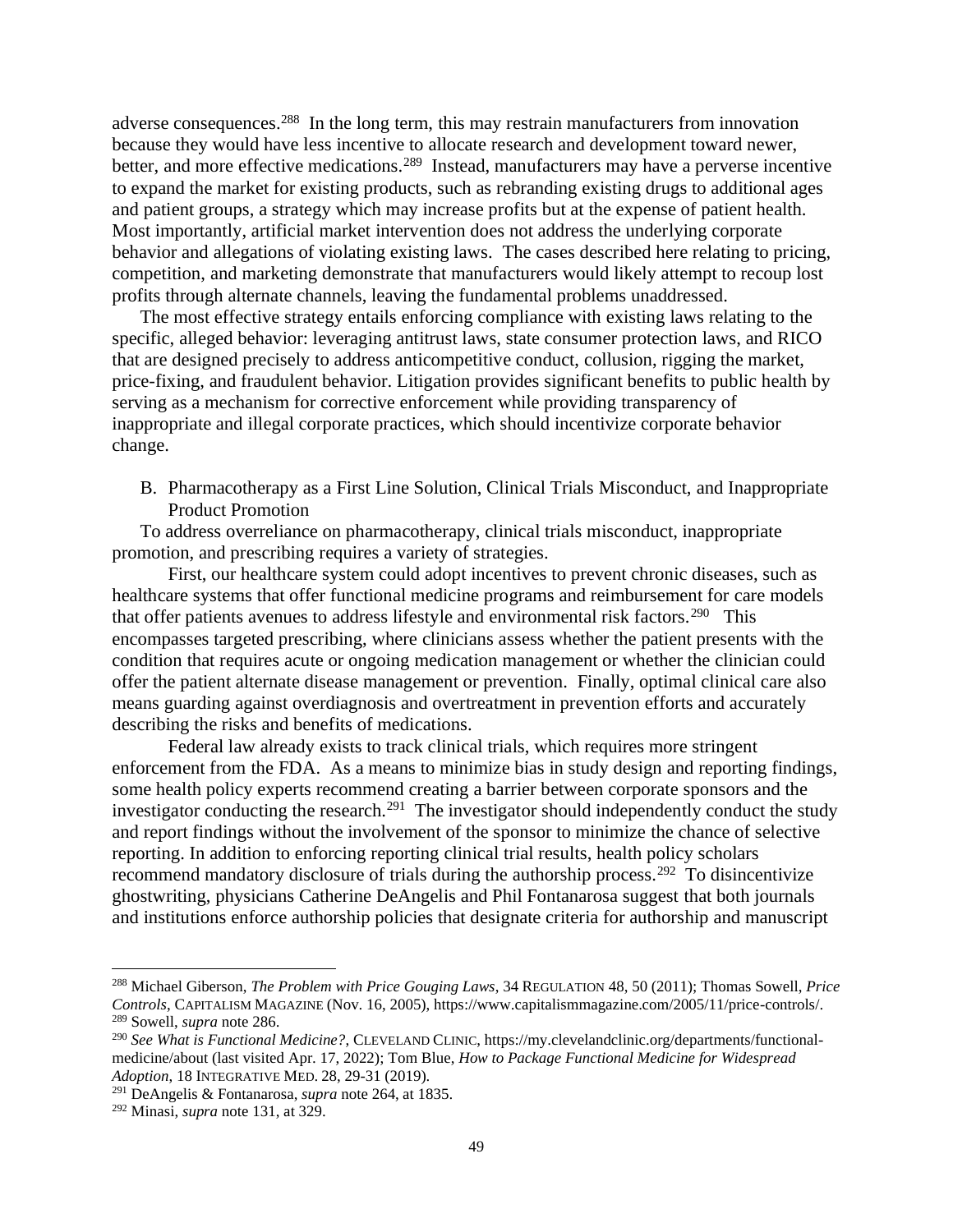adverse consequences.[288] In the long term, this may restrain manufacturers from innovation because they would have less incentive to allocate research and development toward newer, better, and more effective medications.[289] Instead, manufacturers may have a perverse incentive to expand the market for existing products, such as rebranding existing drugs to additional ages and patient groups, a strategy which may increase profits but at the expense of patient health. Most importantly, artificial market intervention does not address the underlying corporate behavior and allegations of violating existing laws. The cases described here relating to pricing, competition, and marketing demonstrate that manufacturers would likely attempt to recoup lost profits through alternate channels, leaving the fundamental problems unaddressed.

The most effective strategy entails enforcing compliance with existing laws relating to the specific, alleged behavior: leveraging antitrust laws, state consumer protection laws, and RICO that are designed precisely to address anticompetitive conduct, collusion, rigging the market, price-fixing, and fraudulent behavior. Litigation provides significant benefits to public health by serving as a mechanism for corrective enforcement while providing transparency of inappropriate and illegal corporate practices, which should incentivize corporate behavior change.

B. Pharmacotherapy as a First Line Solution, Clinical Trials Misconduct, and Inappropriate Product Promotion

To address overreliance on pharmacotherapy, clinical trials misconduct, inappropriate promotion, and prescribing requires a variety of strategies.

First, our healthcare system could adopt incentives to prevent chronic diseases, such as healthcare systems that offer functional medicine programs and reimbursement for care models that offer patients avenues to address lifestyle and environmental risk factors.[290] This encompasses targeted prescribing, where clinicians assess whether the patient presents with the condition that requires acute or ongoing medication management or whether the clinician could offer the patient alternate disease management or prevention. Finally, optimal clinical care also means guarding against overdiagnosis and overtreatment in prevention efforts and accurately describing the risks and benefits of medications.

Federal law already exists to track clinical trials, which requires more stringent enforcement from the FDA. As a means to minimize bias in study design and reporting findings, some health policy experts recommend creating a barrier between corporate sponsors and the investigator conducting the research.[291] The investigator should independently conduct the study and report findings without the involvement of the sponsor to minimize the chance of selective reporting. In addition to enforcing reporting clinical trial results, health policy scholars recommend mandatory disclosure of trials during the authorship process.[292] To disincentivize ghostwriting, physicians Catherine DeAngelis and Phil Fontanarosa suggest that both journals and institutions enforce authorship policies that designate criteria for authorship and manuscript

---

[288] Michael Giberson, *The Problem with Price Gouging Laws*, 34 REGULATION 48, 50 (2011); Thomas Sowell, *Price Controls*, CAPITALISM MAGAZINE (Nov. 16, 2005), https://www.capitalismmagazine.com/2005/11/price-controls/.

[289] Sowell, *supra* note 286.

[290] *See What is Functional Medicine?*, CLEVELAND CLINIC, https://my.clevelandclinic.org/departments/functional-medicine/about (last visited Apr. 17, 2022); Tom Blue, *How to Package Functional Medicine for Widespread Adoption*, 18 INTEGRATIVE MED. 28, 29-31 (2019).

[291] DeAngelis & Fontanarosa, *supra* note 264, at 1835.

[292] Minasi, *supra* note 131, at 329.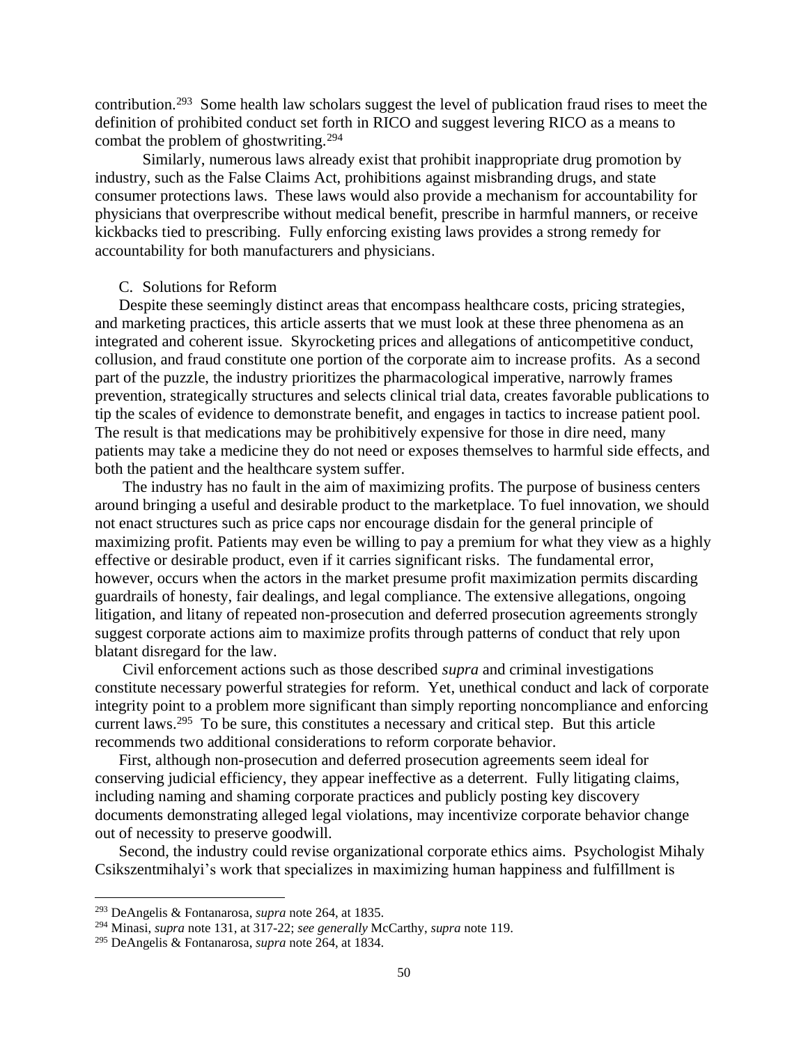contribution.[293] Some health law scholars suggest the level of publication fraud rises to meet the definition of prohibited conduct set forth in RICO and suggest levering RICO as a means to combat the problem of ghostwriting.[294]

Similarly, numerous laws already exist that prohibit inappropriate drug promotion by industry, such as the False Claims Act, prohibitions against misbranding drugs, and state consumer protections laws. These laws would also provide a mechanism for accountability for physicians that overprescribe without medical benefit, prescribe in harmful manners, or receive kickbacks tied to prescribing. Fully enforcing existing laws provides a strong remedy for accountability for both manufacturers and physicians.

### C. Solutions for Reform

Despite these seemingly distinct areas that encompass healthcare costs, pricing strategies, and marketing practices, this article asserts that we must look at these three phenomena as an integrated and coherent issue. Skyrocketing prices and allegations of anticompetitive conduct, collusion, and fraud constitute one portion of the corporate aim to increase profits. As a second part of the puzzle, the industry prioritizes the pharmacological imperative, narrowly frames prevention, strategically structures and selects clinical trial data, creates favorable publications to tip the scales of evidence to demonstrate benefit, and engages in tactics to increase patient pool. The result is that medications may be prohibitively expensive for those in dire need, many patients may take a medicine they do not need or exposes themselves to harmful side effects, and both the patient and the healthcare system suffer.

The industry has no fault in the aim of maximizing profits. The purpose of business centers around bringing a useful and desirable product to the marketplace. To fuel innovation, we should not enact structures such as price caps nor encourage disdain for the general principle of maximizing profit. Patients may even be willing to pay a premium for what they view as a highly effective or desirable product, even if it carries significant risks. The fundamental error, however, occurs when the actors in the market presume profit maximization permits discarding guardrails of honesty, fair dealings, and legal compliance. The extensive allegations, ongoing litigation, and litany of repeated non-prosecution and deferred prosecution agreements strongly suggest corporate actions aim to maximize profits through patterns of conduct that rely upon blatant disregard for the law.

Civil enforcement actions such as those described *supra* and criminal investigations constitute necessary powerful strategies for reform. Yet, unethical conduct and lack of corporate integrity point to a problem more significant than simply reporting noncompliance and enforcing current laws.[295] To be sure, this constitutes a necessary and critical step. But this article recommends two additional considerations to reform corporate behavior.

First, although non-prosecution and deferred prosecution agreements seem ideal for conserving judicial efficiency, they appear ineffective as a deterrent. Fully litigating claims, including naming and shaming corporate practices and publicly posting key discovery documents demonstrating alleged legal violations, may incentivize corporate behavior change out of necessity to preserve goodwill.

Second, the industry could revise organizational corporate ethics aims. Psychologist Mihaly Csikszentmihalyi's work that specializes in maximizing human happiness and fulfillment is

---

[293] DeAngelis & Fontanarosa, *supra* note 264, at 1835.

[294] Minasi, *supra* note 131, at 317-22; *see generally* McCarthy, *supra* note 119.

[295] DeAngelis & Fontanarosa, *supra* note 264, at 1834.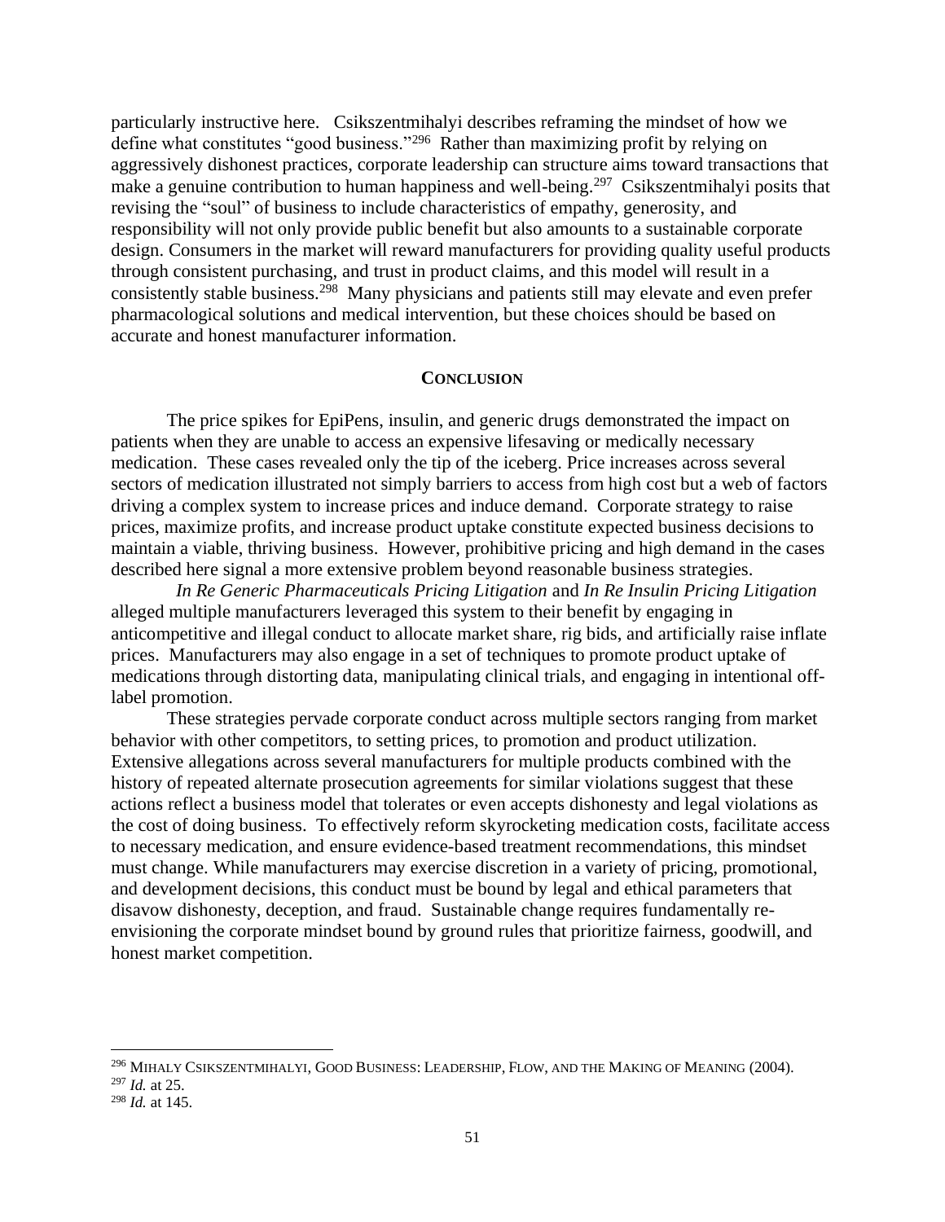particularly instructive here. Csikszentmihalyi describes reframing the mindset of how we define what constitutes "good business."[296] Rather than maximizing profit by relying on aggressively dishonest practices, corporate leadership can structure aims toward transactions that make a genuine contribution to human happiness and well-being.[297] Csikszentmihalyi posits that revising the "soul" of business to include characteristics of empathy, generosity, and responsibility will not only provide public benefit but also amounts to a sustainable corporate design. Consumers in the market will reward manufacturers for providing quality useful products through consistent purchasing, and trust in product claims, and this model will result in a consistently stable business.[298] Many physicians and patients still may elevate and even prefer pharmacological solutions and medical intervention, but these choices should be based on accurate and honest manufacturer information.

## CONCLUSION

The price spikes for EpiPens, insulin, and generic drugs demonstrated the impact on patients when they are unable to access an expensive lifesaving or medically necessary medication. These cases revealed only the tip of the iceberg. Price increases across several sectors of medication illustrated not simply barriers to access from high cost but a web of factors driving a complex system to increase prices and induce demand. Corporate strategy to raise prices, maximize profits, and increase product uptake constitute expected business decisions to maintain a viable, thriving business. However, prohibitive pricing and high demand in the cases described here signal a more extensive problem beyond reasonable business strategies.

*In Re Generic Pharmaceuticals Pricing Litigation* and *In Re Insulin Pricing Litigation* alleged multiple manufacturers leveraged this system to their benefit by engaging in anticompetitive and illegal conduct to allocate market share, rig bids, and artificially raise inflate prices. Manufacturers may also engage in a set of techniques to promote product uptake of medications through distorting data, manipulating clinical trials, and engaging in intentional off-label promotion.

These strategies pervade corporate conduct across multiple sectors ranging from market behavior with other competitors, to setting prices, to promotion and product utilization. Extensive allegations across several manufacturers for multiple products combined with the history of repeated alternate prosecution agreements for similar violations suggest that these actions reflect a business model that tolerates or even accepts dishonesty and legal violations as the cost of doing business. To effectively reform skyrocketing medication costs, facilitate access to necessary medication, and ensure evidence-based treatment recommendations, this mindset must change. While manufacturers may exercise discretion in a variety of pricing, promotional, and development decisions, this conduct must be bound by legal and ethical parameters that disavow dishonesty, deception, and fraud. Sustainable change requires fundamentally re-envisioning the corporate mindset bound by ground rules that prioritize fairness, goodwill, and honest market competition.

---

[296] MIHALY CSIKSZENTMIHALYI, GOOD BUSINESS: LEADERSHIP, FLOW, AND THE MAKING OF MEANING (2004).

[297] *Id.* at 25.

[298] *Id.* at 145.